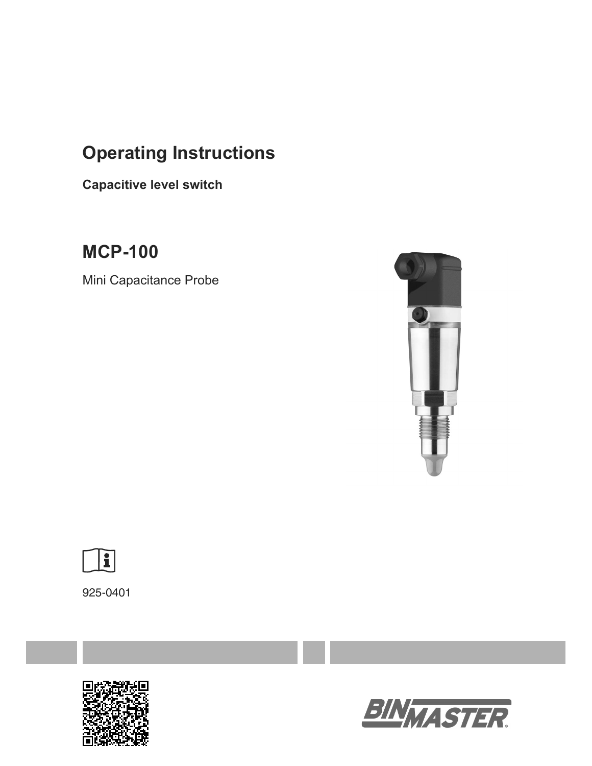# Operating Instructions

**Capacitive level switch**

## MCP-100

Mini Capacitance Probe

925-0401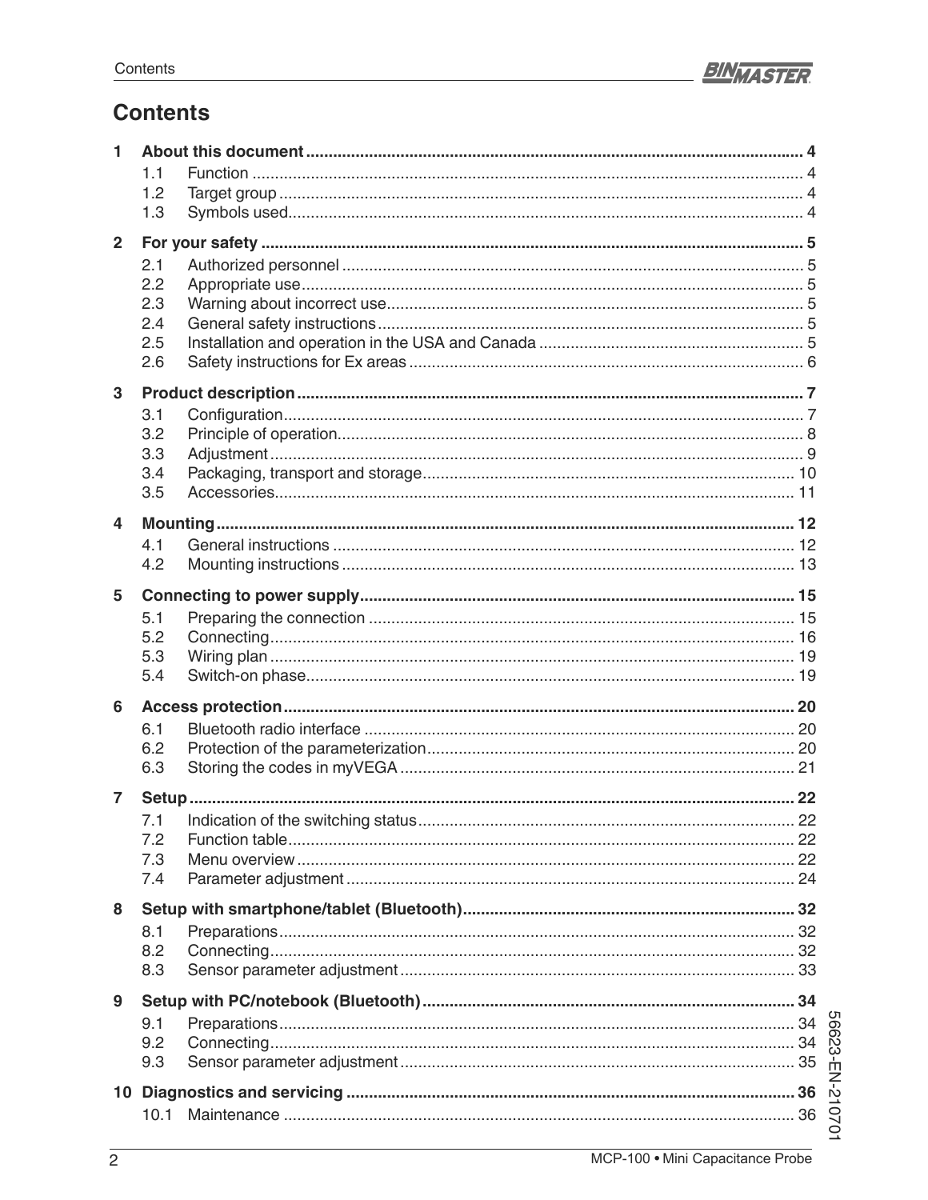# Contents

**1 About this document** ..... 4
- 1.1 Function ..... 4
- 1.2 Target group ..... 4
- 1.3 Symbols used ..... 4

**2 For your safety** ..... 5
- 2.1 Authorized personnel ..... 5
- 2.2 Appropriate use ..... 5
- 2.3 Warning about incorrect use ..... 5
- 2.4 General safety instructions ..... 5
- 2.5 Installation and operation in the USA and Canada ..... 5
- 2.6 Safety instructions for Ex areas ..... 6

**3 Product description** ..... 7
- 3.1 Configuration ..... 7
- 3.2 Principle of operation ..... 8
- 3.3 Adjustment ..... 9
- 3.4 Packaging, transport and storage ..... 10
- 3.5 Accessories ..... 11

**4 Mounting** ..... 12
- 4.1 General instructions ..... 12
- 4.2 Mounting instructions ..... 13

**5 Connecting to power supply** ..... 15
- 5.1 Preparing the connection ..... 15
- 5.2 Connecting ..... 16
- 5.3 Wiring plan ..... 19
- 5.4 Switch-on phase ..... 19

**6 Access protection** ..... 20
- 6.1 Bluetooth radio interface ..... 20
- 6.2 Protection of the parameterization ..... 20
- 6.3 Storing the codes in myVEGA ..... 21

**7 Setup** ..... 22
- 7.1 Indication of the switching status ..... 22
- 7.2 Function table ..... 22
- 7.3 Menu overview ..... 22
- 7.4 Parameter adjustment ..... 24

**8 Setup with smartphone/tablet (Bluetooth)** ..... 32
- 8.1 Preparations ..... 32
- 8.2 Connecting ..... 32
- 8.3 Sensor parameter adjustment ..... 33

**9 Setup with PC/notebook (Bluetooth)** ..... 34
- 9.1 Preparations ..... 34
- 9.2 Connecting ..... 34
- 9.3 Sensor parameter adjustment ..... 35

**10 Diagnostics and servicing** ..... 36
- 10.1 Maintenance ..... 36

56623-EN-210701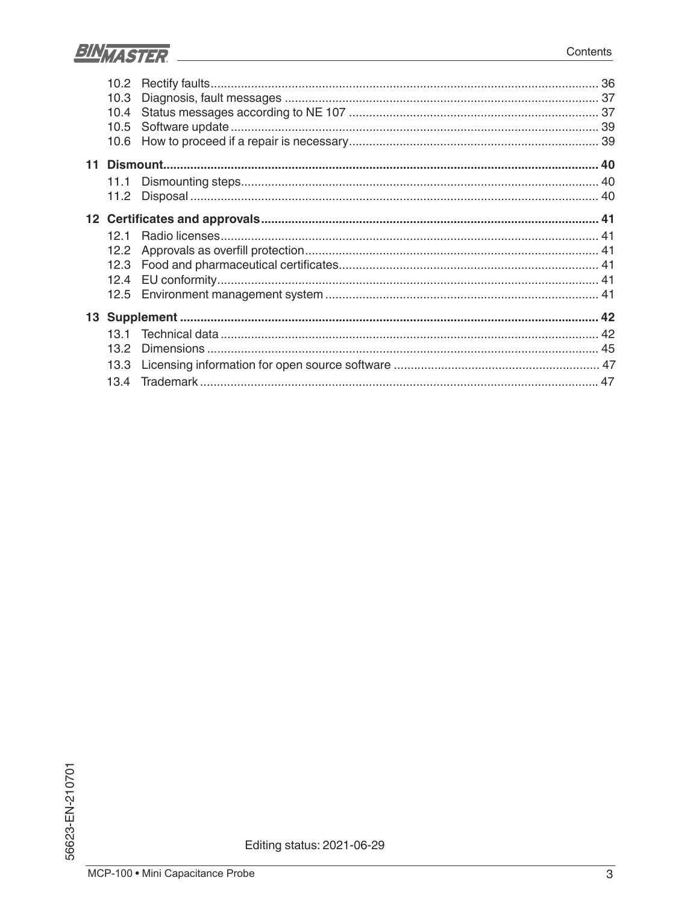10.2 Rectify faults .......... 36
10.3 Diagnosis, fault messages .......... 37
10.4 Status messages according to NE 107 .......... 37
10.5 Software update .......... 39
10.6 How to proceed if a repair is necessary .......... 39

**11 Dismount .......... 40**

11.1 Dismounting steps .......... 40
11.2 Disposal .......... 40

**12 Certificates and approvals .......... 41**

12.1 Radio licenses .......... 41
12.2 Approvals as overfill protection .......... 41
12.3 Food and pharmaceutical certificates .......... 41
12.4 EU conformity .......... 41
12.5 Environment management system .......... 41

**13 Supplement .......... 42**

13.1 Technical data .......... 42
13.2 Dimensions .......... 45
13.3 Licensing information for open source software .......... 47
13.4 Trademark .......... 47

56623-EN-210701

Editing status: 2021-06-29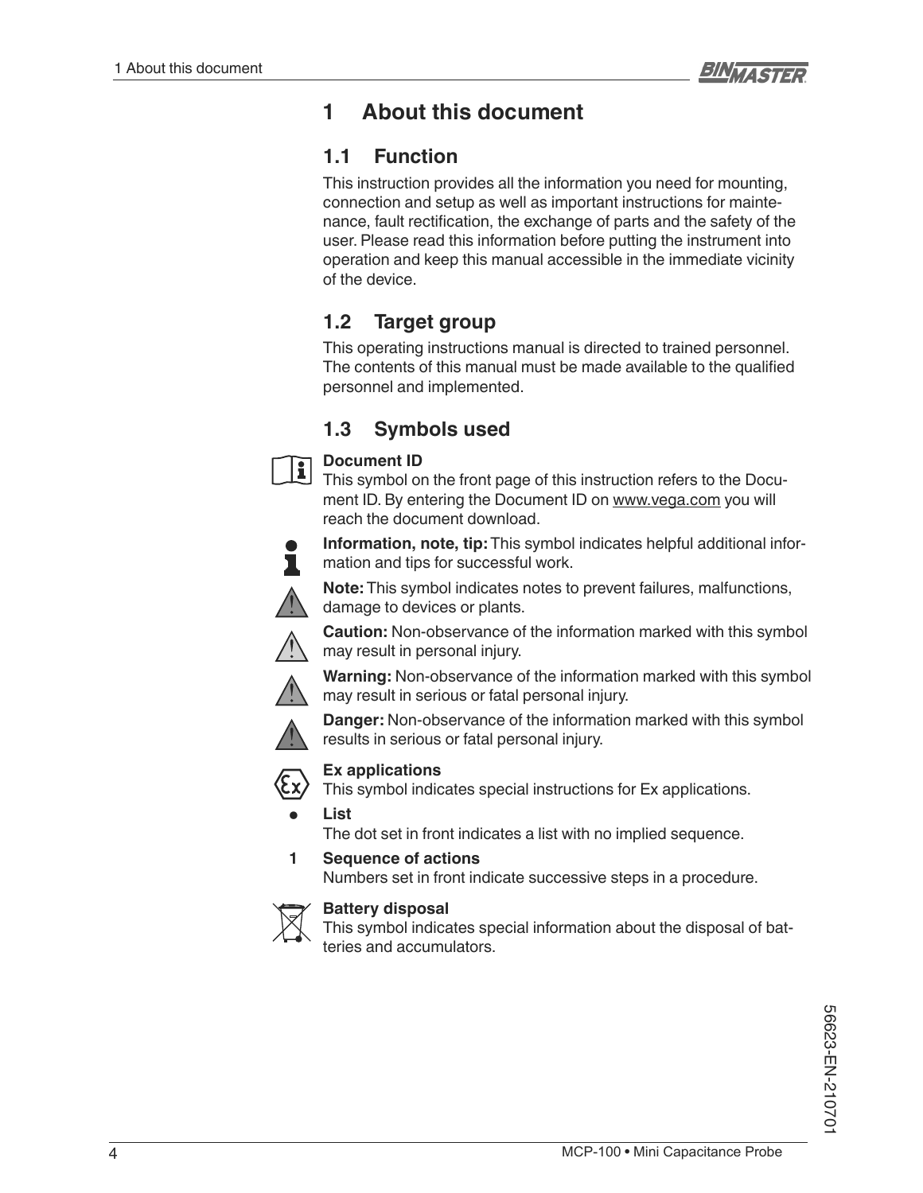# 1 About this document

## 1.1 Function

This instruction provides all the information you need for mounting, connection and setup as well as important instructions for maintenance, fault rectification, the exchange of parts and the safety of the user. Please read this information before putting the instrument into operation and keep this manual accessible in the immediate vicinity of the device.

## 1.2 Target group

This operating instructions manual is directed to trained personnel. The contents of this manual must be made available to the qualified personnel and implemented.

## 1.3 Symbols used

**Document ID**
This symbol on the front page of this instruction refers to the Document ID. By entering the Document ID on www.vega.com you will reach the document download.

**Information, note, tip:** This symbol indicates helpful additional information and tips for successful work.

**Note:** This symbol indicates notes to prevent failures, malfunctions, damage to devices or plants.

**Caution:** Non-observance of the information marked with this symbol may result in personal injury.

**Warning:** Non-observance of the information marked with this symbol may result in serious or fatal personal injury.

**Danger:** Non-observance of the information marked with this symbol results in serious or fatal personal injury.

**Ex applications**
This symbol indicates special instructions for Ex applications.

- **List**
  The dot set in front indicates a list with no implied sequence.

1 **Sequence of actions**
  Numbers set in front indicate successive steps in a procedure.

**Battery disposal**
This symbol indicates special information about the disposal of batteries and accumulators.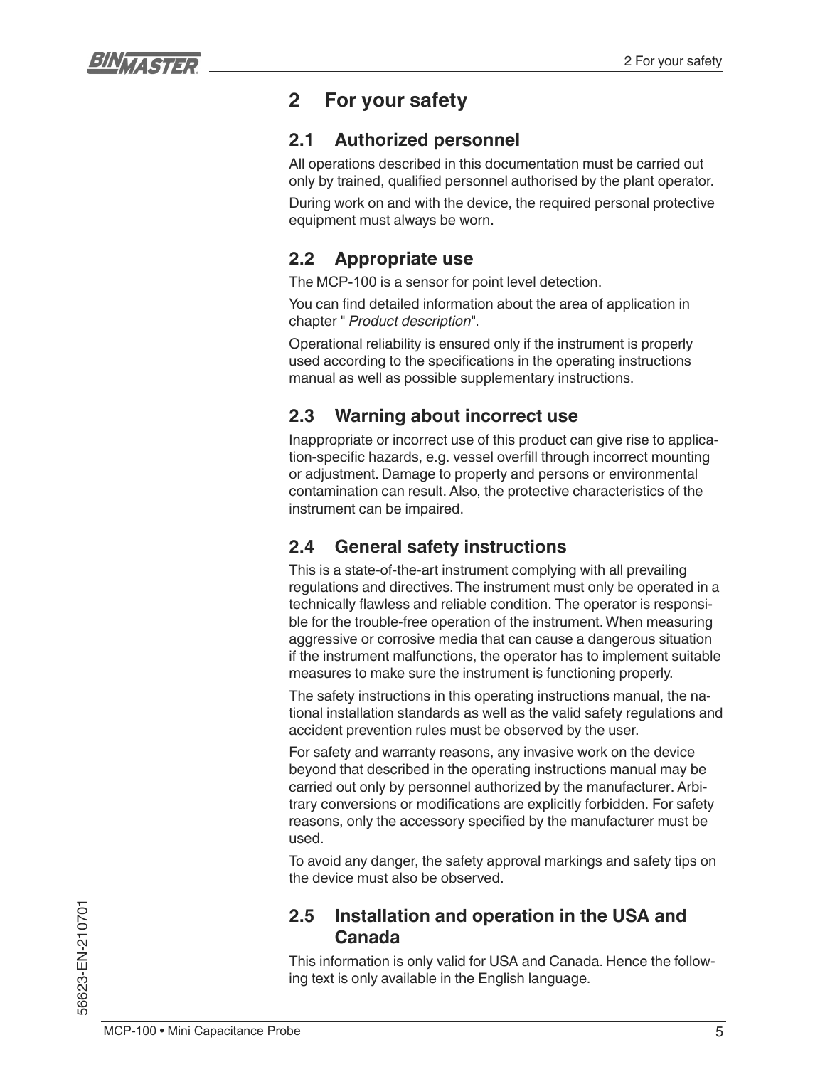# 2 For your safety

## 2.1 Authorized personnel

All operations described in this documentation must be carried out only by trained, qualified personnel authorised by the plant operator.

During work on and with the device, the required personal protective equipment must always be worn.

## 2.2 Appropriate use

The MCP-100 is a sensor for point level detection.

You can find detailed information about the area of application in chapter " *Product description*".

Operational reliability is ensured only if the instrument is properly used according to the specifications in the operating instructions manual as well as possible supplementary instructions.

## 2.3 Warning about incorrect use

Inappropriate or incorrect use of this product can give rise to application-specific hazards, e.g. vessel overfill through incorrect mounting or adjustment. Damage to property and persons or environmental contamination can result. Also, the protective characteristics of the instrument can be impaired.

## 2.4 General safety instructions

This is a state-of-the-art instrument complying with all prevailing regulations and directives. The instrument must only be operated in a technically flawless and reliable condition. The operator is responsible for the trouble-free operation of the instrument. When measuring aggressive or corrosive media that can cause a dangerous situation if the instrument malfunctions, the operator has to implement suitable measures to make sure the instrument is functioning properly.

The safety instructions in this operating instructions manual, the national installation standards as well as the valid safety regulations and accident prevention rules must be observed by the user.

For safety and warranty reasons, any invasive work on the device beyond that described in the operating instructions manual may be carried out only by personnel authorized by the manufacturer. Arbitrary conversions or modifications are explicitly forbidden. For safety reasons, only the accessory specified by the manufacturer must be used.

To avoid any danger, the safety approval markings and safety tips on the device must also be observed.

## 2.5 Installation and operation in the USA and Canada

This information is only valid for USA and Canada. Hence the following text is only available in the English language.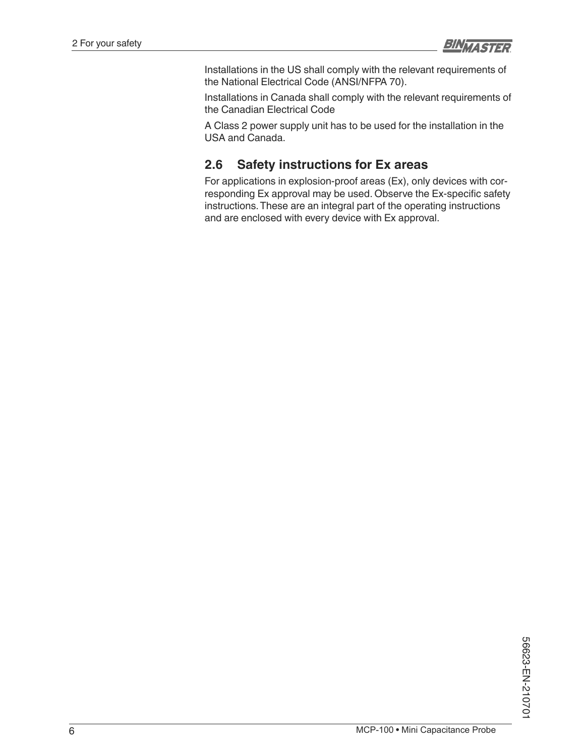Installations in the US shall comply with the relevant requirements of the National Electrical Code (ANSI/NFPA 70).

Installations in Canada shall comply with the relevant requirements of the Canadian Electrical Code

A Class 2 power supply unit has to be used for the installation in the USA and Canada.

## 2.6 Safety instructions for Ex areas

For applications in explosion-proof areas (Ex), only devices with corresponding Ex approval may be used. Observe the Ex-specific safety instructions. These are an integral part of the operating instructions and are enclosed with every device with Ex approval.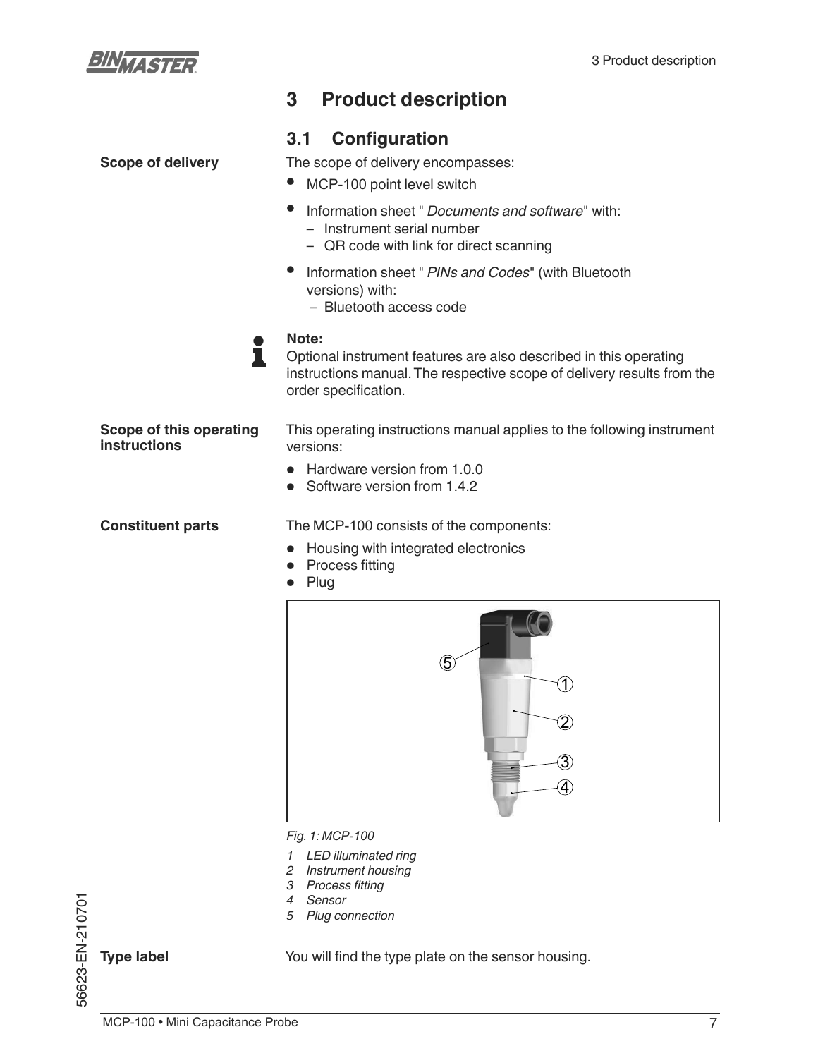# 3 Product description

## 3.1 Configuration

**Scope of delivery**

The scope of delivery encompasses:

- MCP-100 point level switch
- Information sheet " *Documents and software*" with:
  - Instrument serial number
  - QR code with link for direct scanning
- Information sheet " *PINs and Codes*" (with Bluetooth versions) with:
  - Bluetooth access code

**Note:**
Optional instrument features are also described in this operating instructions manual. The respective scope of delivery results from the order specification.

**Scope of this operating instructions**

This operating instructions manual applies to the following instrument versions:

- Hardware version from 1.0.0
- Software version from 1.4.2

**Constituent parts**

The MCP-100 consists of the components:

- Housing with integrated electronics
- Process fitting
- Plug

*Fig. 1: MCP-100*

1. *LED illuminated ring*
2. *Instrument housing*
3. *Process fitting*
4. *Sensor*
5. *Plug connection*

**Type label**

You will find the type plate on the sensor housing.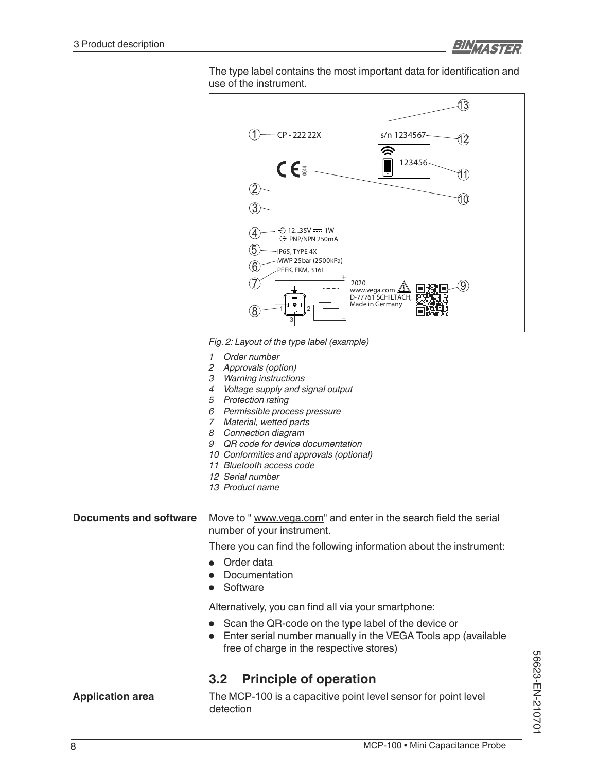The type label contains the most important data for identification and use of the instrument.

Fig. 2: Layout of the type label (example)

1. Order number
2. Approvals (option)
3. Warning instructions
4. Voltage supply and signal output
5. Protection rating
6. Permissible process pressure
7. Material, wetted parts
8. Connection diagram
9. QR code for device documentation
10. Conformities and approvals (optional)
11. Bluetooth access code
12. Serial number
13. Product name

**Documents and software**

Move to " www.vega.com" and enter in the search field the serial number of your instrument.

There you can find the following information about the instrument:

- Order data
- Documentation
- Software

Alternatively, you can find all via your smartphone:

- Scan the QR-code on the type label of the device or
- Enter serial number manually in the VEGA Tools app (available free of charge in the respective stores)

## 3.2 Principle of operation

**Application area**

The MCP-100 is a capacitive point level sensor for point level detection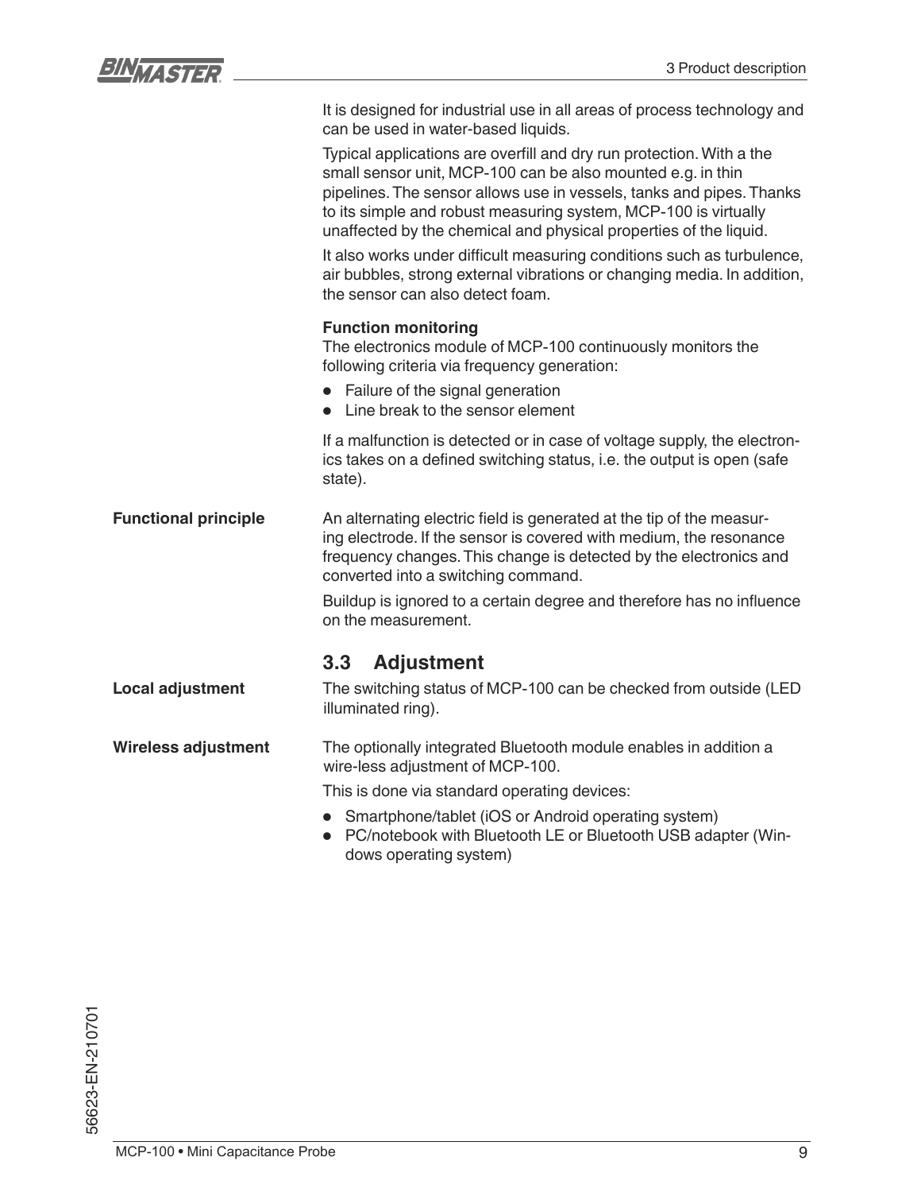It is designed for industrial use in all areas of process technology and can be used in water-based liquids.

Typical applications are overfill and dry run protection. With a the small sensor unit, MCP-100 can be also mounted e.g. in thin pipelines. The sensor allows use in vessels, tanks and pipes. Thanks to its simple and robust measuring system, MCP-100 is virtually unaffected by the chemical and physical properties of the liquid.

It also works under difficult measuring conditions such as turbulence, air bubbles, strong external vibrations or changing media. In addition, the sensor can also detect foam.

**Function monitoring**

The electronics module of MCP-100 continuously monitors the following criteria via frequency generation:

- Failure of the signal generation
- Line break to the sensor element

If a malfunction is detected or in case of voltage supply, the electronics takes on a defined switching status, i.e. the output is open (safe state).

**Functional principle**

An alternating electric field is generated at the tip of the measuring electrode. If the sensor is covered with medium, the resonance frequency changes. This change is detected by the electronics and converted into a switching command.

Buildup is ignored to a certain degree and therefore has no influence on the measurement.

## 3.3 Adjustment

**Local adjustment**

The switching status of MCP-100 can be checked from outside (LED illuminated ring).

**Wireless adjustment**

The optionally integrated Bluetooth module enables in addition a wire-less adjustment of MCP-100.

This is done via standard operating devices:

- Smartphone/tablet (iOS or Android operating system)
- PC/notebook with Bluetooth LE or Bluetooth USB adapter (Windows operating system)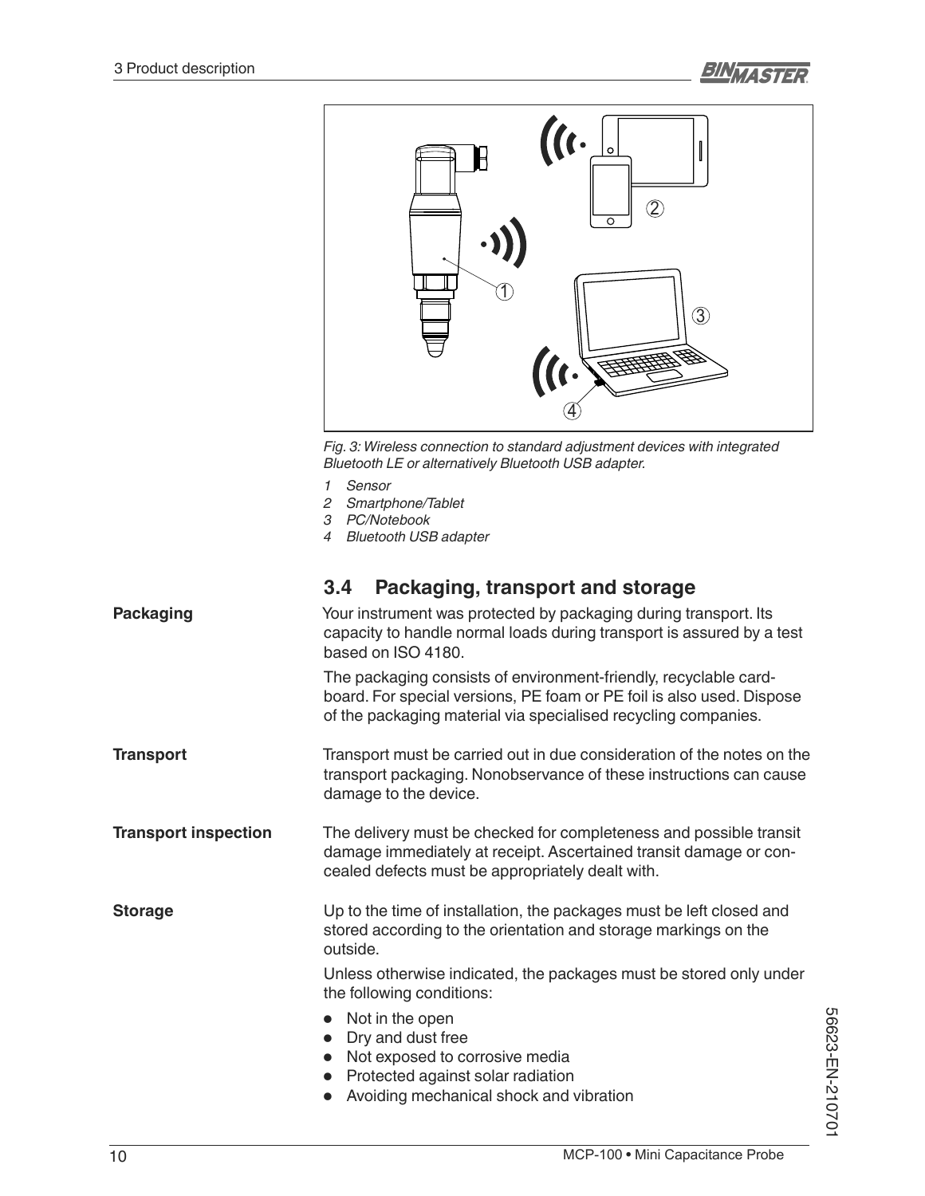Fig. 3: Wireless connection to standard adjustment devices with integrated Bluetooth LE or alternatively Bluetooth USB adapter.

1. Sensor
2. Smartphone/Tablet
3. PC/Notebook
4. Bluetooth USB adapter

## 3.4 Packaging, transport and storage

**Packaging**

Your instrument was protected by packaging during transport. Its capacity to handle normal loads during transport is assured by a test based on ISO 4180.

The packaging consists of environment-friendly, recyclable cardboard. For special versions, PE foam or PE foil is also used. Dispose of the packaging material via specialised recycling companies.

**Transport**

Transport must be carried out in due consideration of the notes on the transport packaging. Nonobservance of these instructions can cause damage to the device.

**Transport inspection**

The delivery must be checked for completeness and possible transit damage immediately at receipt. Ascertained transit damage or concealed defects must be appropriately dealt with.

**Storage**

Up to the time of installation, the packages must be left closed and stored according to the orientation and storage markings on the outside.

Unless otherwise indicated, the packages must be stored only under the following conditions:

- Not in the open
- Dry and dust free
- Not exposed to corrosive media
- Protected against solar radiation
- Avoiding mechanical shock and vibration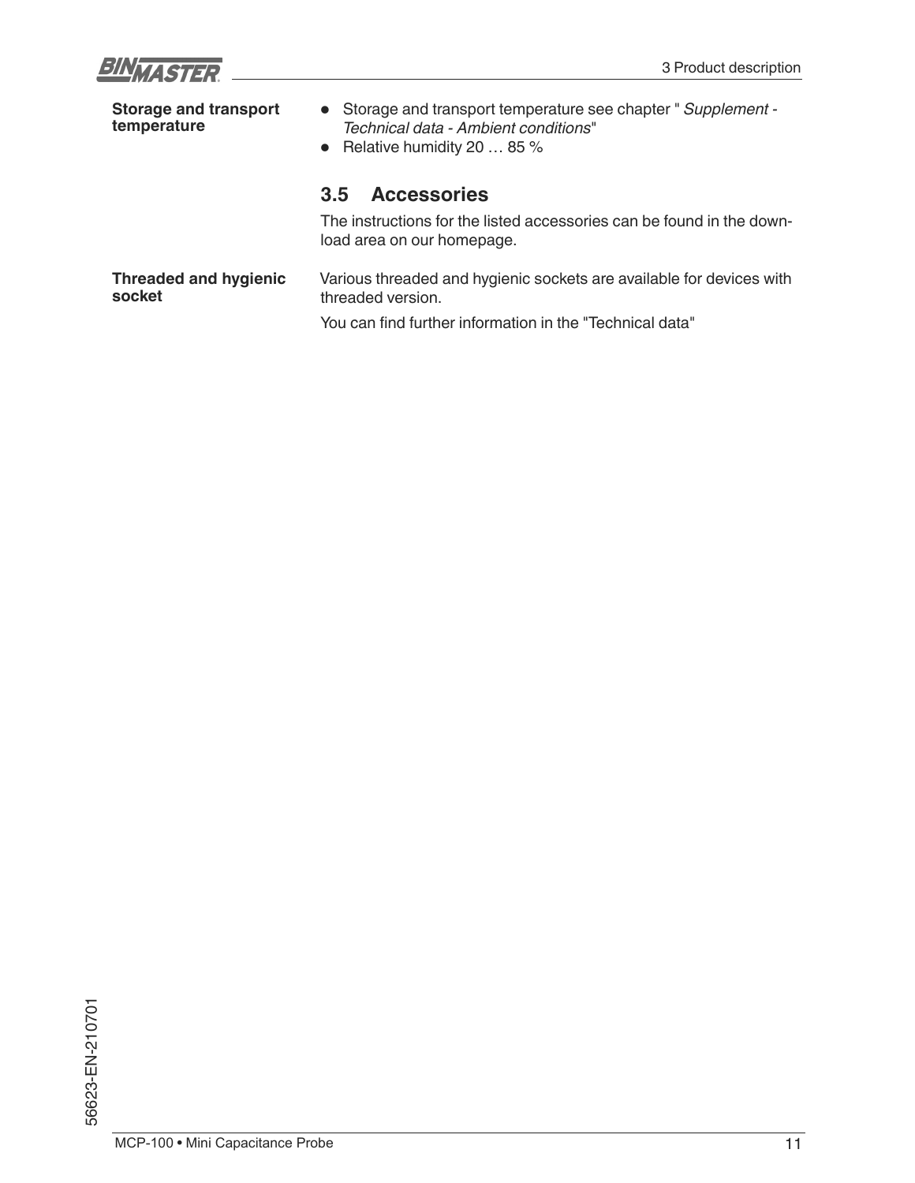**Storage and transport temperature**

- Storage and transport temperature see chapter " *Supplement - Technical data - Ambient conditions*"
- Relative humidity 20 … 85 %

## 3.5 Accessories

The instructions for the listed accessories can be found in the download area on our homepage.

**Threaded and hygienic socket**

Various threaded and hygienic sockets are available for devices with threaded version.

You can find further information in the "Technical data"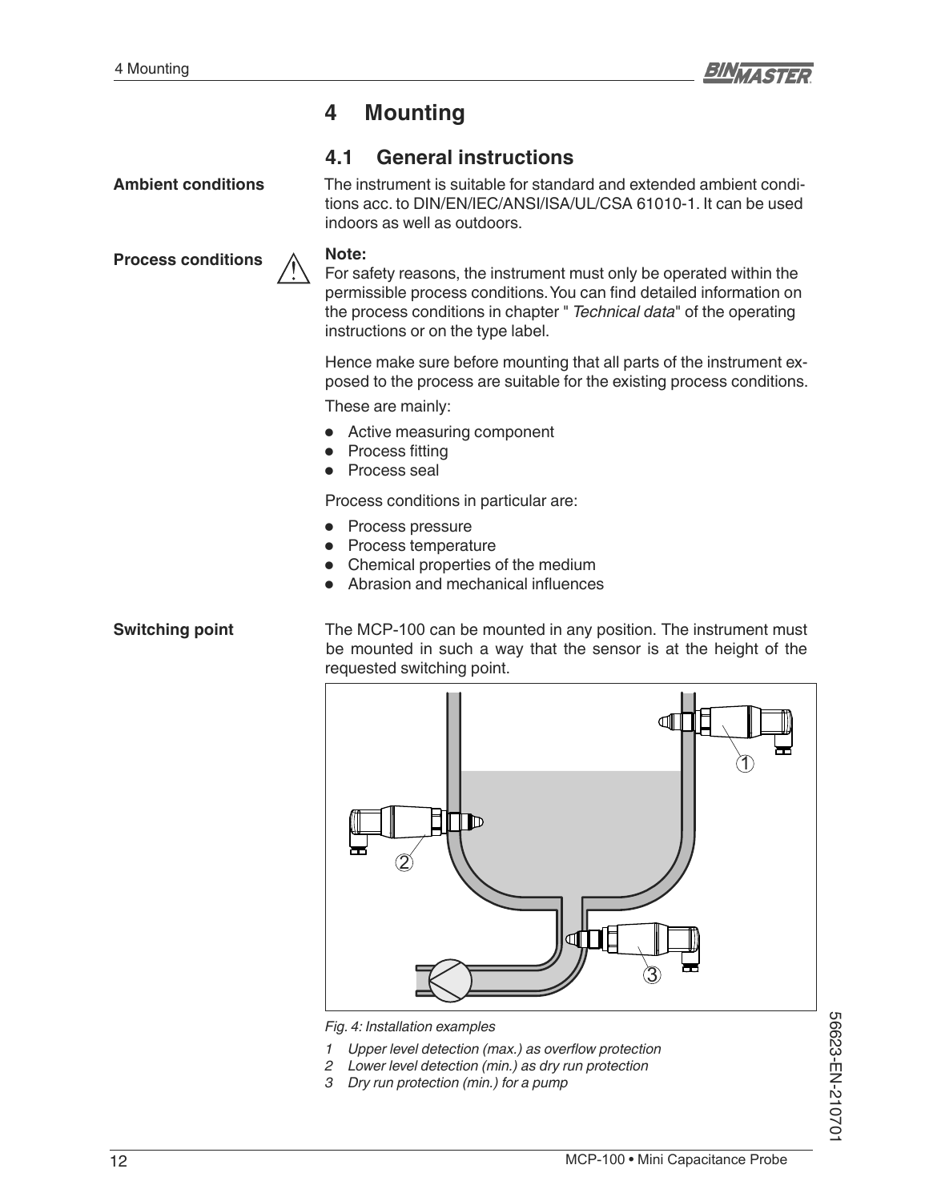# 4 Mounting

## 4.1 General instructions

**Ambient conditions**

The instrument is suitable for standard and extended ambient conditions acc. to DIN/EN/IEC/ANSI/ISA/UL/CSA 61010-1. It can be used indoors as well as outdoors.

**Process conditions**

**Note:**
For safety reasons, the instrument must only be operated within the permissible process conditions. You can find detailed information on the process conditions in chapter " *Technical data*" of the operating instructions or on the type label.

Hence make sure before mounting that all parts of the instrument exposed to the process are suitable for the existing process conditions.

These are mainly:

- Active measuring component
- Process fitting
- Process seal

Process conditions in particular are:

- Process pressure
- Process temperature
- Chemical properties of the medium
- Abrasion and mechanical influences

**Switching point**

The MCP-100 can be mounted in any position. The instrument must be mounted in such a way that the sensor is at the height of the requested switching point.

*Fig. 4: Installation examples*

1. *Upper level detection (max.) as overflow protection*
2. *Lower level detection (min.) as dry run protection*
3. *Dry run protection (min.) for a pump*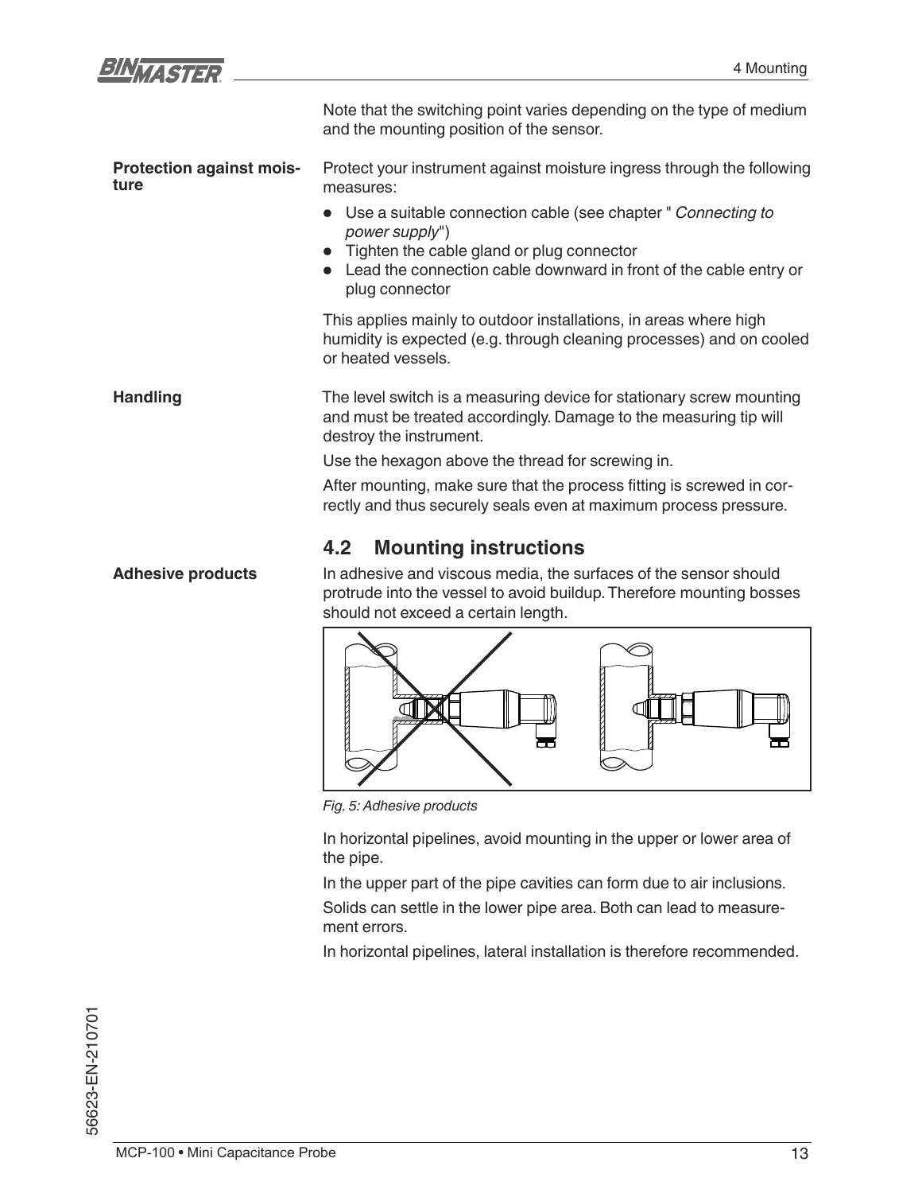Note that the switching point varies depending on the type of medium and the mounting position of the sensor.

**Protection against moisture**

Protect your instrument against moisture ingress through the following measures:

- Use a suitable connection cable (see chapter "*Connecting to power supply*")
- Tighten the cable gland or plug connector
- Lead the connection cable downward in front of the cable entry or plug connector

This applies mainly to outdoor installations, in areas where high humidity is expected (e.g. through cleaning processes) and on cooled or heated vessels.

**Handling**

The level switch is a measuring device for stationary screw mounting and must be treated accordingly. Damage to the measuring tip will destroy the instrument.

Use the hexagon above the thread for screwing in.

After mounting, make sure that the process fitting is screwed in correctly and thus securely seals even at maximum process pressure.

## 4.2 Mounting instructions

**Adhesive products**

In adhesive and viscous media, the surfaces of the sensor should protrude into the vessel to avoid buildup. Therefore mounting bosses should not exceed a certain length.

*Fig. 5: Adhesive products*

In horizontal pipelines, avoid mounting in the upper or lower area of the pipe.

In the upper part of the pipe cavities can form due to air inclusions.

Solids can settle in the lower pipe area. Both can lead to measurement errors.

In horizontal pipelines, lateral installation is therefore recommended.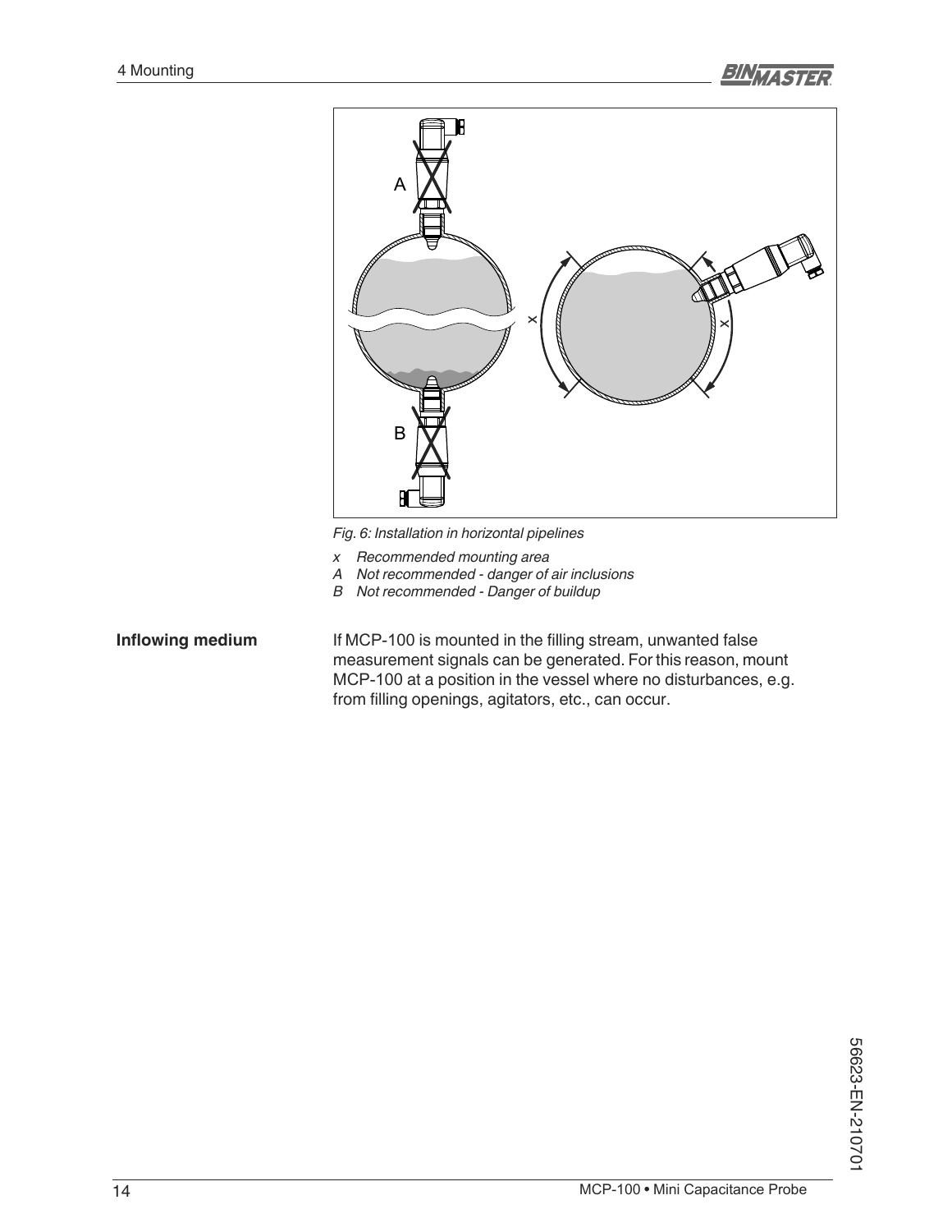*Fig. 6: Installation in horizontal pipelines*

*x Recommended mounting area*
*A Not recommended - danger of air inclusions*
*B Not recommended - Danger of buildup*

**Inflowing medium**

If MCP-100 is mounted in the filling stream, unwanted false measurement signals can be generated. For this reason, mount MCP-100 at a position in the vessel where no disturbances, e.g. from filling openings, agitators, etc., can occur.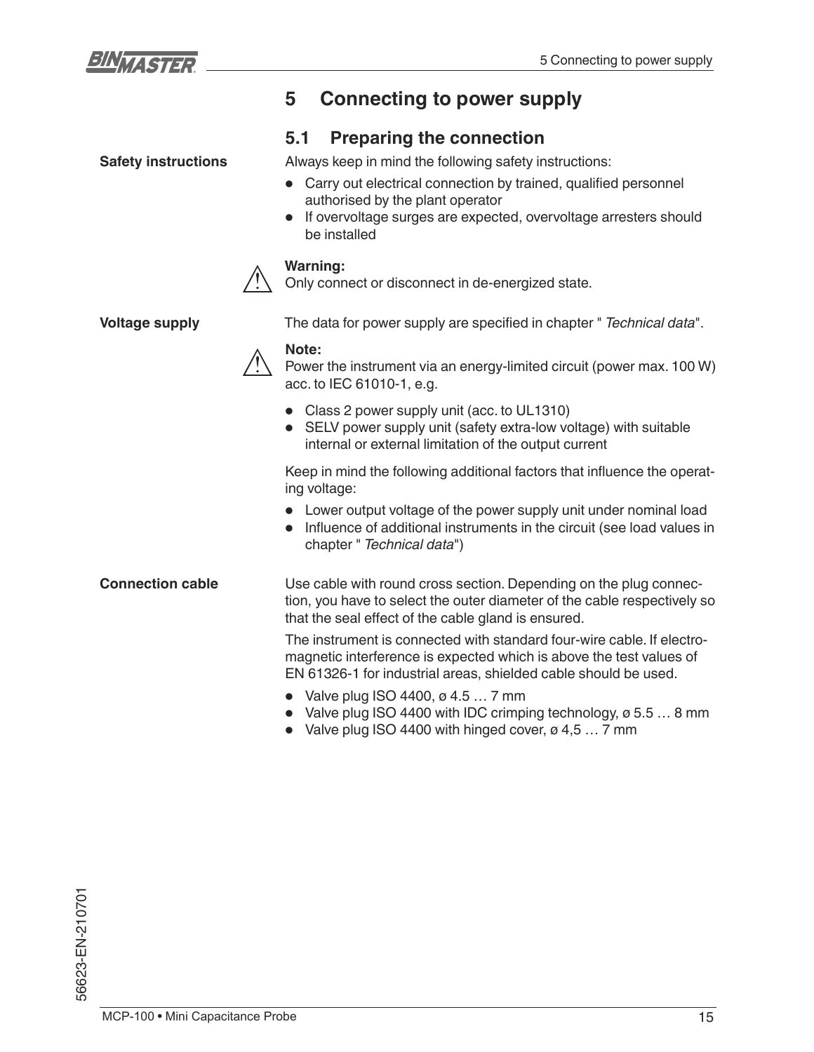# 5 Connecting to power supply

## 5.1 Preparing the connection

**Safety instructions**

Always keep in mind the following safety instructions:

- Carry out electrical connection by trained, qualified personnel authorised by the plant operator
- If overvoltage surges are expected, overvoltage arresters should be installed

**Warning:**
Only connect or disconnect in de-energized state.

**Voltage supply**

The data for power supply are specified in chapter " *Technical data*".

**Note:**
Power the instrument via an energy-limited circuit (power max. 100 W) acc. to IEC 61010-1, e.g.

- Class 2 power supply unit (acc. to UL1310)
- SELV power supply unit (safety extra-low voltage) with suitable internal or external limitation of the output current

Keep in mind the following additional factors that influence the operating voltage:

- Lower output voltage of the power supply unit under nominal load
- Influence of additional instruments in the circuit (see load values in chapter " *Technical data*")

**Connection cable**

Use cable with round cross section. Depending on the plug connection, you have to select the outer diameter of the cable respectively so that the seal effect of the cable gland is ensured.

The instrument is connected with standard four-wire cable. If electromagnetic interference is expected which is above the test values of EN 61326-1 for industrial areas, shielded cable should be used.

- Valve plug ISO 4400, ø 4.5 … 7 mm
- Valve plug ISO 4400 with IDC crimping technology, ø 5.5 … 8 mm
- Valve plug ISO 4400 with hinged cover, ø 4,5 … 7 mm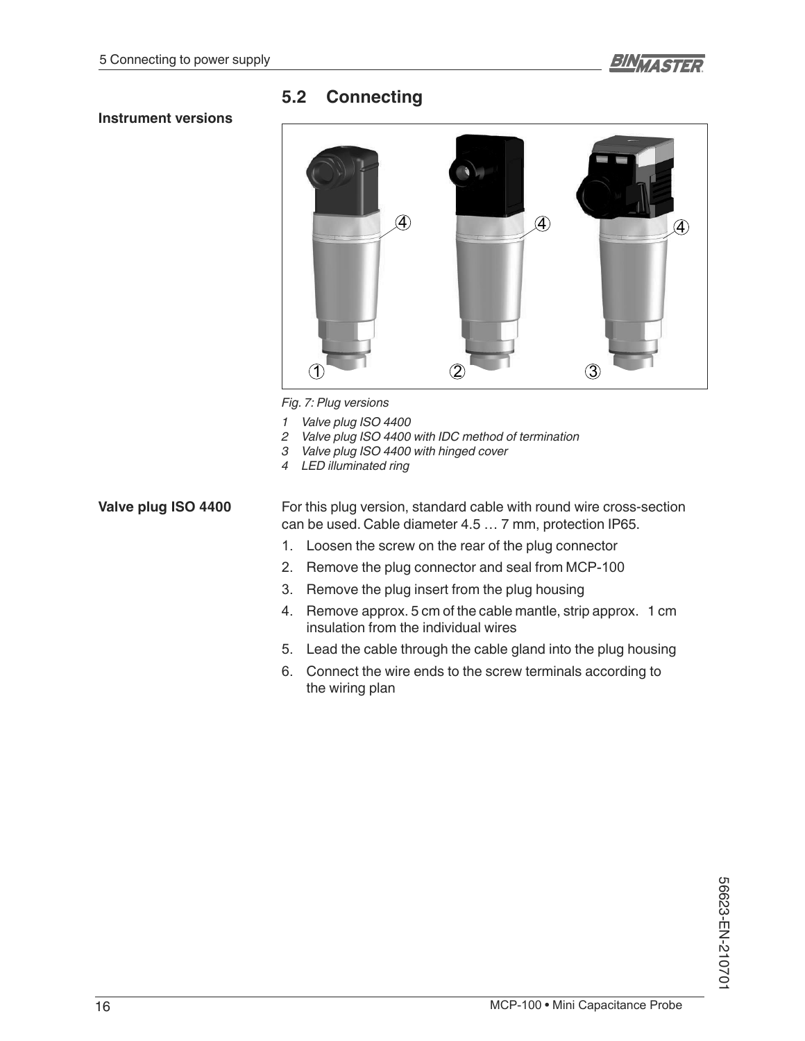## 5.2 Connecting

**Instrument versions**

*Fig. 7: Plug versions*

1. *Valve plug ISO 4400*
2. *Valve plug ISO 4400 with IDC method of termination*
3. *Valve plug ISO 4400 with hinged cover*
4. *LED illuminated ring*

**Valve plug ISO 4400**

For this plug version, standard cable with round wire cross-section can be used. Cable diameter 4.5 … 7 mm, protection IP65.

1. Loosen the screw on the rear of the plug connector
2. Remove the plug connector and seal from MCP-100
3. Remove the plug insert from the plug housing
4. Remove approx. 5 cm of the cable mantle, strip approx. 1 cm insulation from the individual wires
5. Lead the cable through the cable gland into the plug housing
6. Connect the wire ends to the screw terminals according to the wiring plan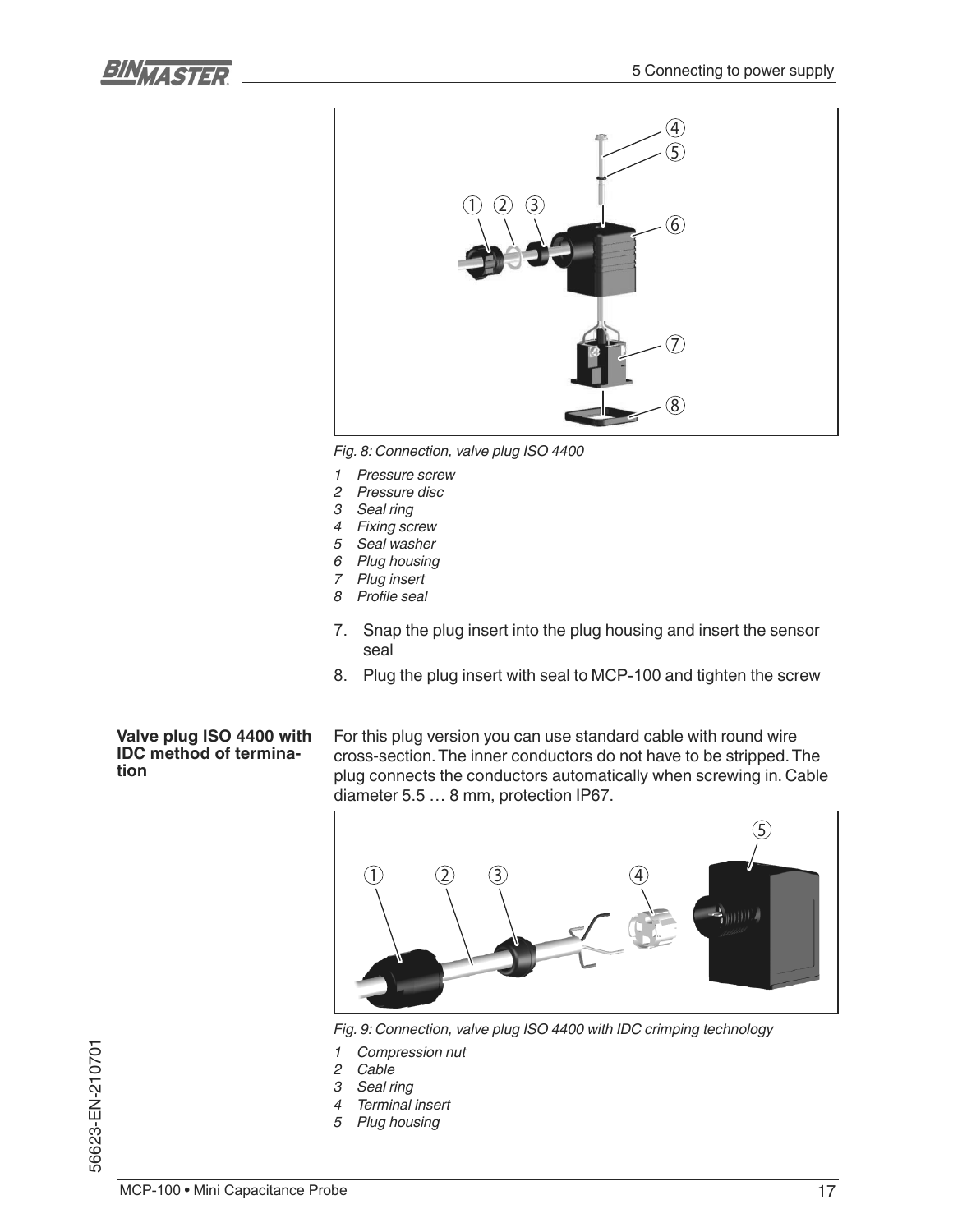*Fig. 8: Connection, valve plug ISO 4400*

1. *Pressure screw*
2. *Pressure disc*
3. *Seal ring*
4. *Fixing screw*
5. *Seal washer*
6. *Plug housing*
7. *Plug insert*
8. *Profile seal*

7. Snap the plug insert into the plug housing and insert the sensor seal
8. Plug the plug insert with seal to MCP-100 and tighten the screw

**Valve plug ISO 4400 with IDC method of termination**

For this plug version you can use standard cable with round wire cross-section. The inner conductors do not have to be stripped. The plug connects the conductors automatically when screwing in. Cable diameter 5.5 … 8 mm, protection IP67.

*Fig. 9: Connection, valve plug ISO 4400 with IDC crimping technology*

1. *Compression nut*
2. *Cable*
3. *Seal ring*
4. *Terminal insert*
5. *Plug housing*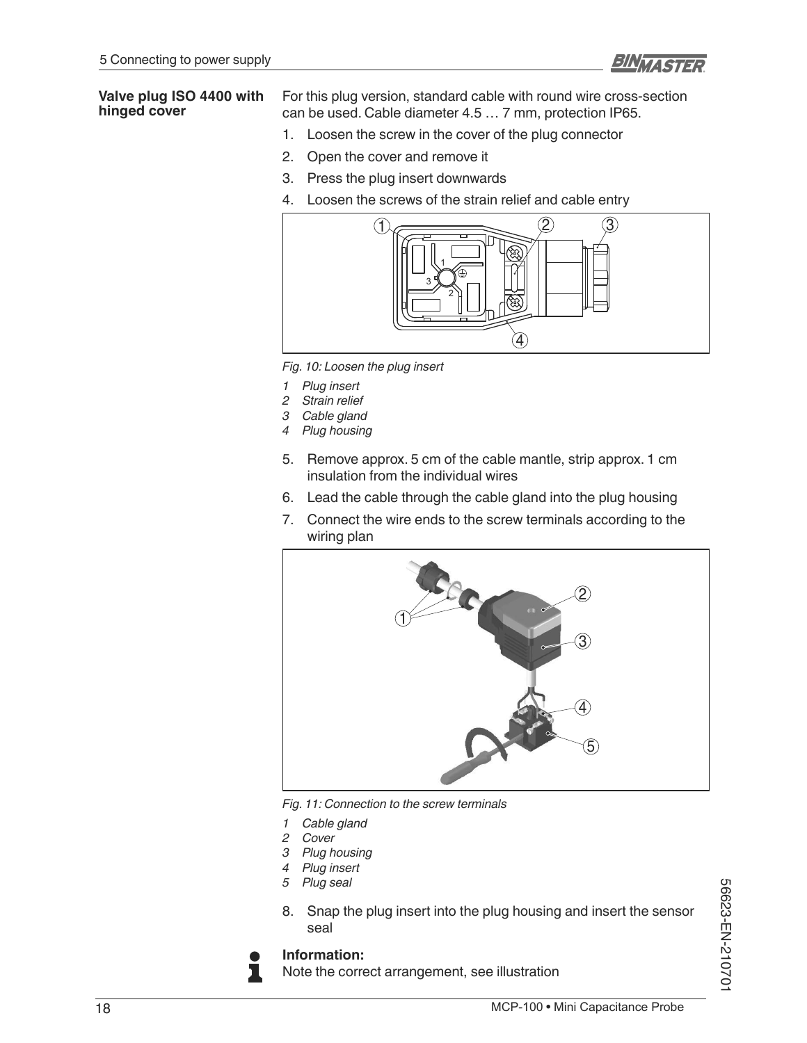**Valve plug ISO 4400 with hinged cover**

For this plug version, standard cable with round wire cross-section can be used. Cable diameter 4.5 … 7 mm, protection IP65.

1. Loosen the screw in the cover of the plug connector
2. Open the cover and remove it
3. Press the plug insert downwards
4. Loosen the screws of the strain relief and cable entry

*Fig. 10: Loosen the plug insert*

1. *Plug insert*
2. *Strain relief*
3. *Cable gland*
4. *Plug housing*

5. Remove approx. 5 cm of the cable mantle, strip approx. 1 cm insulation from the individual wires
6. Lead the cable through the cable gland into the plug housing
7. Connect the wire ends to the screw terminals according to the wiring plan

*Fig. 11: Connection to the screw terminals*

1. *Cable gland*
2. *Cover*
3. *Plug housing*
4. *Plug insert*
5. *Plug seal*

8. Snap the plug insert into the plug housing and insert the sensor seal

**Information:**
Note the correct arrangement, see illustration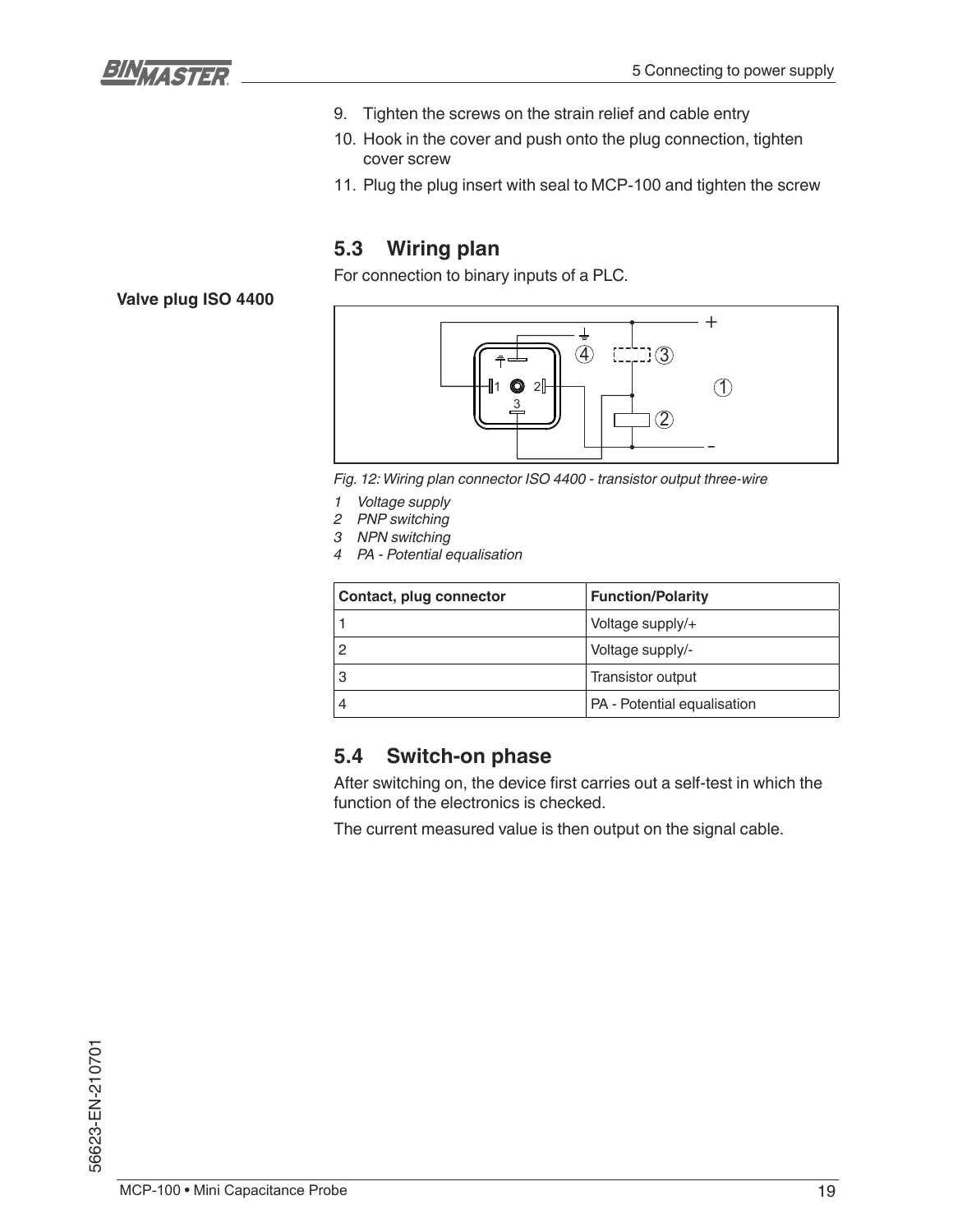9. Tighten the screws on the strain relief and cable entry
10. Hook in the cover and push onto the plug connection, tighten cover screw
11. Plug the plug insert with seal to MCP-100 and tighten the screw

## 5.3 Wiring plan

For connection to binary inputs of a PLC.

**Valve plug ISO 4400**

*Fig. 12: Wiring plan connector ISO 4400 - transistor output three-wire*

*1 Voltage supply*
*2 PNP switching*
*3 NPN switching*
*4 PA - Potential equalisation*

| Contact, plug connector | Function/Polarity |
|---|---|
| 1 | Voltage supply/+ |
| 2 | Voltage supply/- |
| 3 | Transistor output |
| 4 | PA - Potential equalisation |

## 5.4 Switch-on phase

After switching on, the device first carries out a self-test in which the function of the electronics is checked.

The current measured value is then output on the signal cable.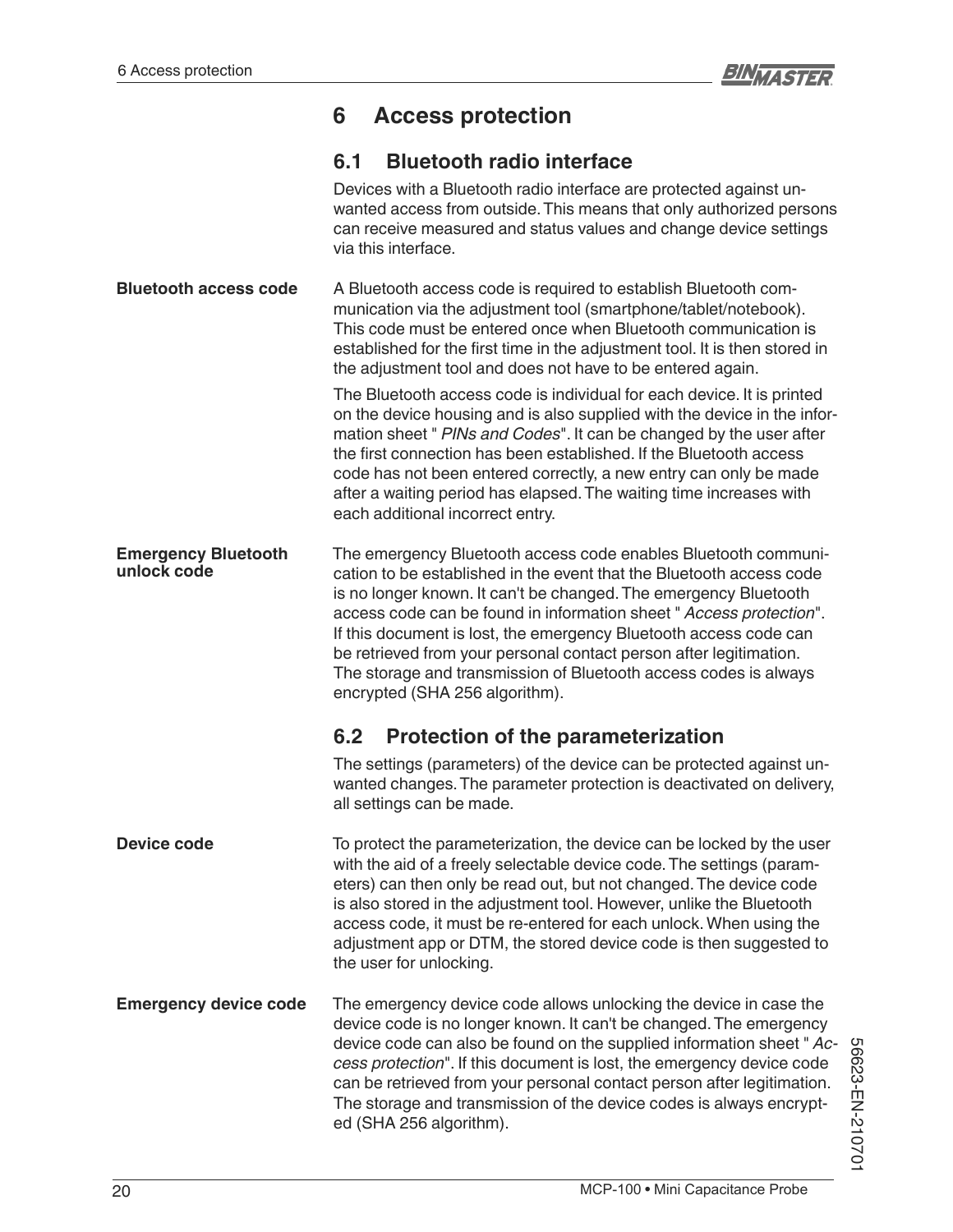# 6 Access protection

## 6.1 Bluetooth radio interface

Devices with a Bluetooth radio interface are protected against unwanted access from outside. This means that only authorized persons can receive measured and status values and change device settings via this interface.

**Bluetooth access code**

A Bluetooth access code is required to establish Bluetooth communication via the adjustment tool (smartphone/tablet/notebook). This code must be entered once when Bluetooth communication is established for the first time in the adjustment tool. It is then stored in the adjustment tool and does not have to be entered again.

The Bluetooth access code is individual for each device. It is printed on the device housing and is also supplied with the device in the information sheet " *PINs and Codes*". It can be changed by the user after the first connection has been established. If the Bluetooth access code has not been entered correctly, a new entry can only be made after a waiting period has elapsed. The waiting time increases with each additional incorrect entry.

**Emergency Bluetooth unlock code**

The emergency Bluetooth access code enables Bluetooth communication to be established in the event that the Bluetooth access code is no longer known. It can't be changed. The emergency Bluetooth access code can be found in information sheet " *Access protection*". If this document is lost, the emergency Bluetooth access code can be retrieved from your personal contact person after legitimation. The storage and transmission of Bluetooth access codes is always encrypted (SHA 256 algorithm).

## 6.2 Protection of the parameterization

The settings (parameters) of the device can be protected against unwanted changes. The parameter protection is deactivated on delivery, all settings can be made.

**Device code**

To protect the parameterization, the device can be locked by the user with the aid of a freely selectable device code. The settings (parameters) can then only be read out, but not changed. The device code is also stored in the adjustment tool. However, unlike the Bluetooth access code, it must be re-entered for each unlock. When using the adjustment app or DTM, the stored device code is then suggested to the user for unlocking.

**Emergency device code**

The emergency device code allows unlocking the device in case the device code is no longer known. It can't be changed. The emergency device code can also be found on the supplied information sheet " *Access protection*". If this document is lost, the emergency device code can be retrieved from your personal contact person after legitimation. The storage and transmission of the device codes is always encrypted (SHA 256 algorithm).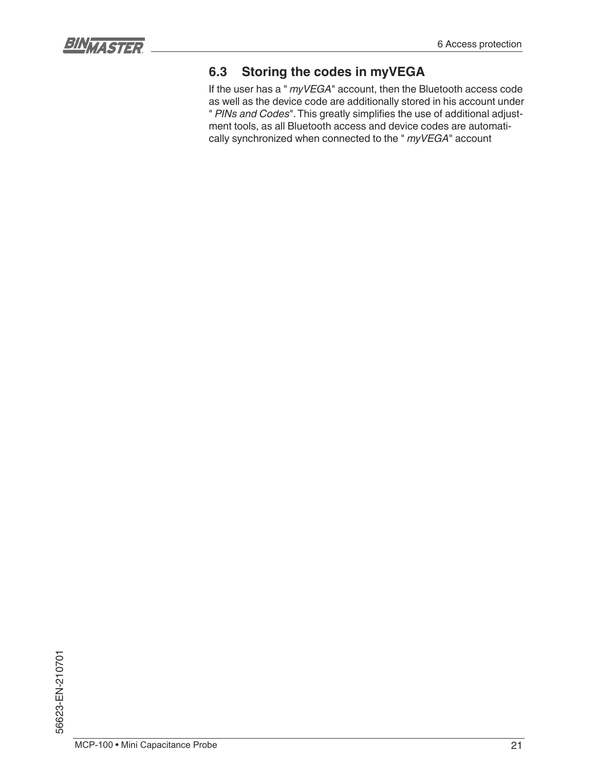## 6.3 Storing the codes in myVEGA

If the user has a " *myVEGA*" account, then the Bluetooth access code as well as the device code are additionally stored in his account under " *PINs and Codes*". This greatly simplifies the use of additional adjustment tools, as all Bluetooth access and device codes are automatically synchronized when connected to the " *myVEGA*" account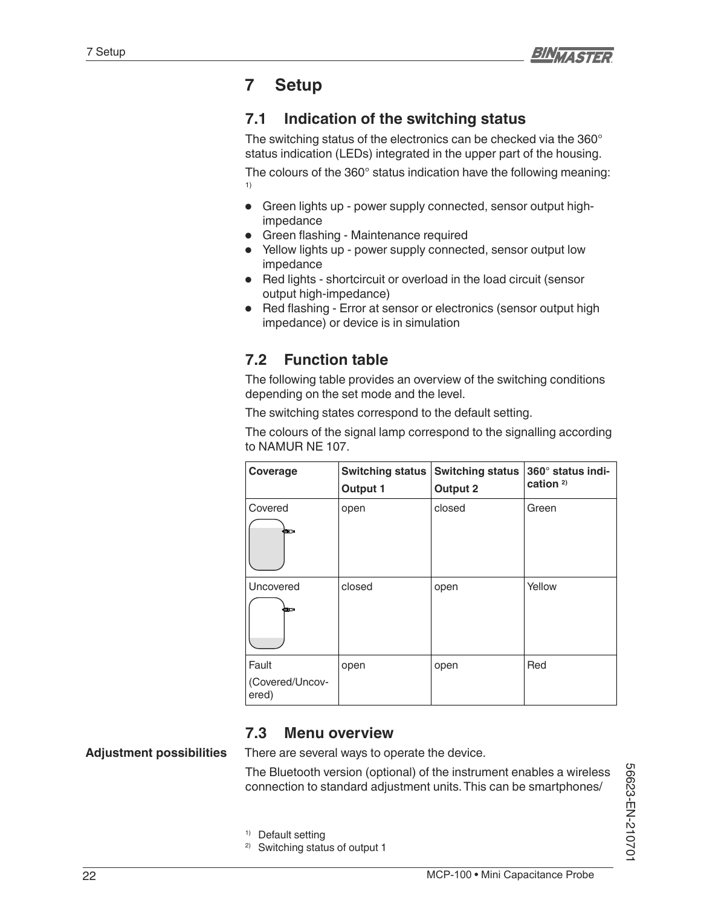# 7 Setup

## 7.1 Indication of the switching status

The switching status of the electronics can be checked via the 360° status indication (LEDs) integrated in the upper part of the housing.

The colours of the 360° status indication have the following meaning: [1]

- Green lights up - power supply connected, sensor output high-impedance
- Green flashing - Maintenance required
- Yellow lights up - power supply connected, sensor output low impedance
- Red lights - shortcircuit or overload in the load circuit (sensor output high-impedance)
- Red flashing - Error at sensor or electronics (sensor output high impedance) or device is in simulation

## 7.2 Function table

The following table provides an overview of the switching conditions depending on the set mode and the level.

The switching states correspond to the default setting.

The colours of the signal lamp correspond to the signalling according to NAMUR NE 107.

| Coverage | Switching status Output 1 | Switching status Output 2 | 360° status indication [2] |
|---|---|---|---|
| Covered | open | closed | Green |
| Uncovered | closed | open | Yellow |
| Fault (Covered/Uncovered) | open | open | Red |

## 7.3 Menu overview

**Adjustment possibilities**

There are several ways to operate the device.

The Bluetooth version (optional) of the instrument enables a wireless connection to standard adjustment units. This can be smartphones/

[1] Default setting

[2] Switching status of output 1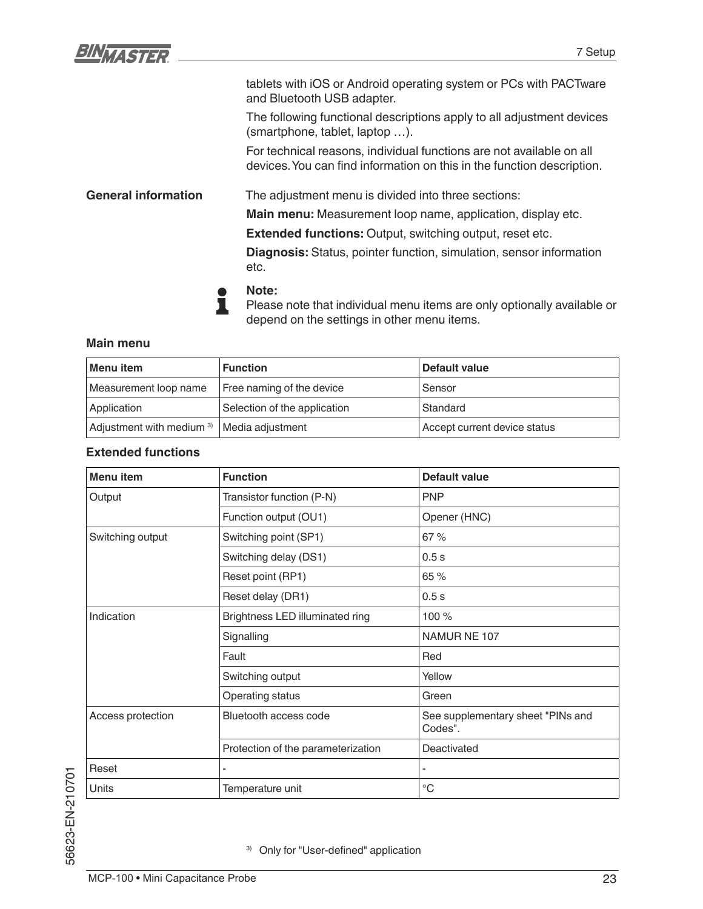tablets with iOS or Android operating system or PCs with PACTware and Bluetooth USB adapter.

The following functional descriptions apply to all adjustment devices (smartphone, tablet, laptop …).

For technical reasons, individual functions are not available on all devices. You can find information on this in the function description.

**General information**

The adjustment menu is divided into three sections:

**Main menu:** Measurement loop name, application, display etc.

**Extended functions:** Output, switching output, reset etc.

**Diagnosis:** Status, pointer function, simulation, sensor information etc.

> **Note:**
> Please note that individual menu items are only optionally available or depend on the settings in other menu items.

### Main menu

| Menu item | Function | Default value |
|---|---|---|
| Measurement loop name | Free naming of the device | Sensor |
| Application | Selection of the application | Standard |
| Adjustment with medium [3] | Media adjustment | Accept current device status |

### Extended functions

| Menu item | Function | Default value |
|---|---|---|
| Output | Transistor function (P-N) | PNP |
| | Function output (OU1) | Opener (HNC) |
| Switching output | Switching point (SP1) | 67 % |
| | Switching delay (DS1) | 0.5 s |
| | Reset point (RP1) | 65 % |
| | Reset delay (DR1) | 0.5 s |
| Indication | Brightness LED illuminated ring | 100 % |
| | Signalling | NAMUR NE 107 |
| | Fault | Red |
| | Switching output | Yellow |
| | Operating status | Green |
| Access protection | Bluetooth access code | See supplementary sheet "PINs and Codes". |
| | Protection of the parameterization | Deactivated |
| Reset | - | - |
| Units | Temperature unit | °C |

[3] Only for "User-defined" application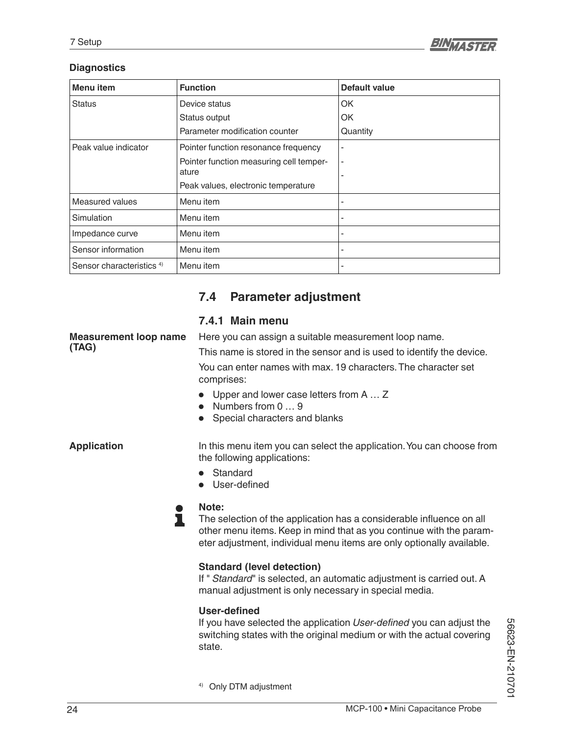**Diagnostics**

| Menu item | Function | Default value |
|---|---|---|
| Status | Device status<br>Status output<br>Parameter modification counter | OK<br>OK<br>Quantity |
| Peak value indicator | Pointer function resonance frequency<br>Pointer function measuring cell temperature<br>Peak values, electronic temperature | -<br>-<br>- |
| Measured values | Menu item | - |
| Simulation | Menu item | - |
| Impedance curve | Menu item | - |
| Sensor information | Menu item | - |
| Sensor characteristics [4] | Menu item | - |

## 7.4 Parameter adjustment

### 7.4.1 Main menu

**Measurement loop name (TAG)**

Here you can assign a suitable measurement loop name.

This name is stored in the sensor and is used to identify the device.

You can enter names with max. 19 characters. The character set comprises:

- Upper and lower case letters from A … Z
- Numbers from 0 … 9
- Special characters and blanks

**Application**

In this menu item you can select the application. You can choose from the following applications:

- Standard
- User-defined

**Note:**
The selection of the application has a considerable influence on all other menu items. Keep in mind that as you continue with the parameter adjustment, individual menu items are only optionally available.

**Standard (level detection)**
If "*Standard*" is selected, an automatic adjustment is carried out. A manual adjustment is only necessary in special media.

**User-defined**
If you have selected the application *User-defined* you can adjust the switching states with the original medium or with the actual covering state.

[4] Only DTM adjustment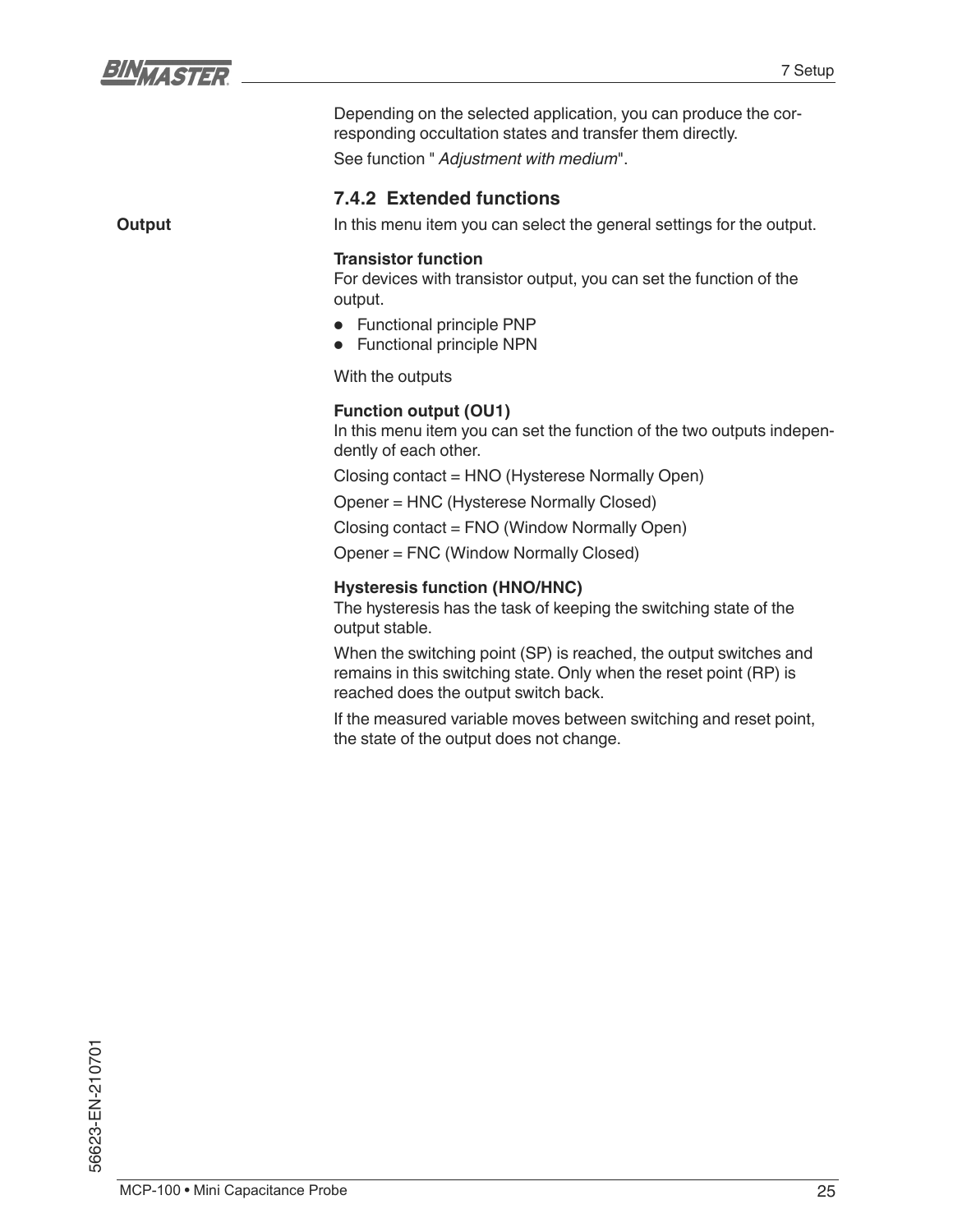Depending on the selected application, you can produce the corresponding occultation states and transfer them directly.

See function " *Adjustment with medium*".

### 7.4.2 Extended functions

**Output**

In this menu item you can select the general settings for the output.

**Transistor function**
For devices with transistor output, you can set the function of the output.

- Functional principle PNP
- Functional principle NPN

With the outputs

**Function output (OU1)**
In this menu item you can set the function of the two outputs independently of each other.

Closing contact = HNO (Hysterese Normally Open)

Opener = HNC (Hysterese Normally Closed)

Closing contact = FNO (Window Normally Open)

Opener = FNC (Window Normally Closed)

**Hysteresis function (HNO/HNC)**
The hysteresis has the task of keeping the switching state of the output stable.

When the switching point (SP) is reached, the output switches and remains in this switching state. Only when the reset point (RP) is reached does the output switch back.

If the measured variable moves between switching and reset point, the state of the output does not change.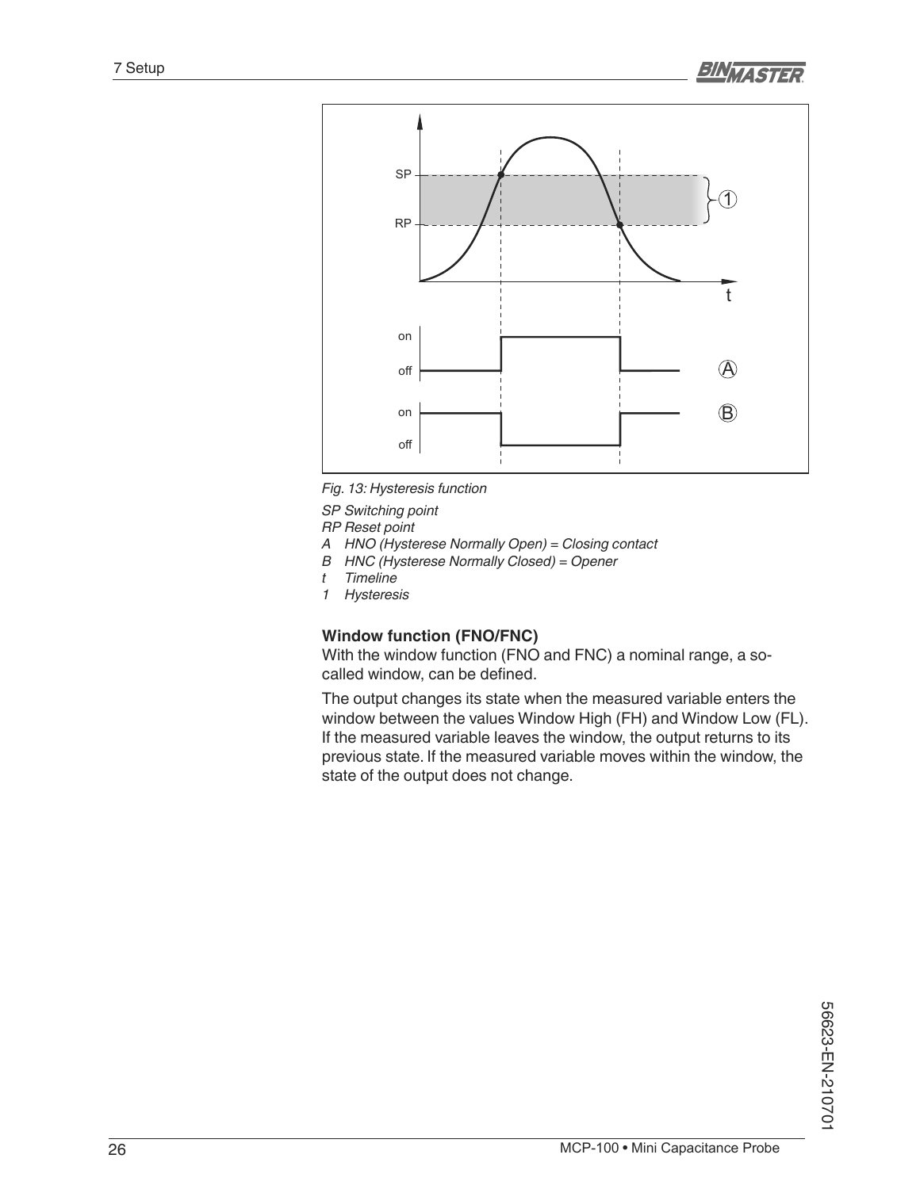*Fig. 13: Hysteresis function*

*SP Switching point*
*RP Reset point*
*A HNO (Hysterese Normally Open) = Closing contact*
*B HNC (Hysterese Normally Closed) = Opener*
*t Timeline*
*1 Hysteresis*

**Window function (FNO/FNC)**

With the window function (FNO and FNC) a nominal range, a so-called window, can be defined.

The output changes its state when the measured variable enters the window between the values Window High (FH) and Window Low (FL). If the measured variable leaves the window, the output returns to its previous state. If the measured variable moves within the window, the state of the output does not change.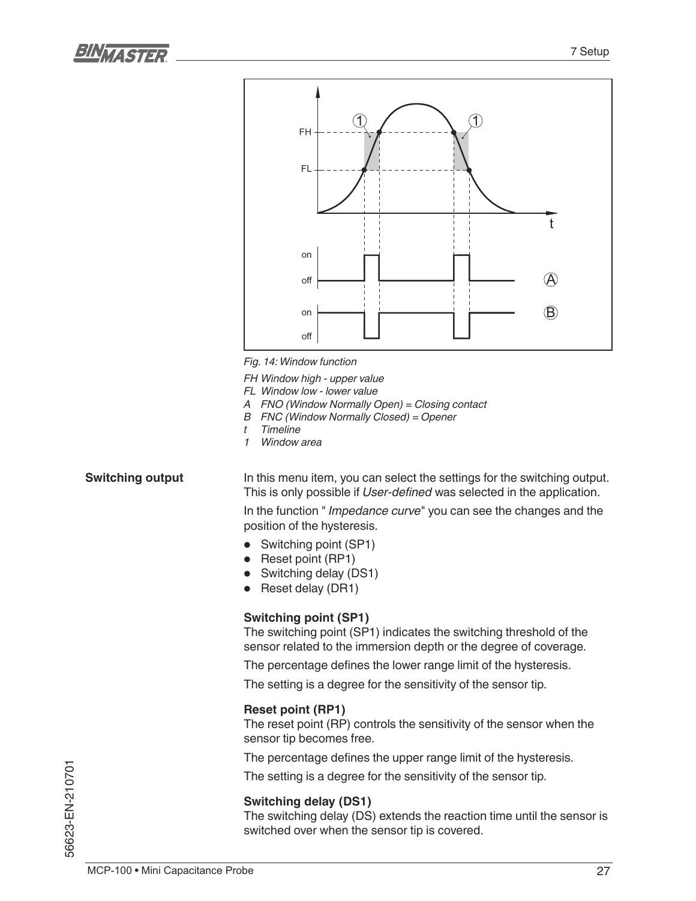Fig. 14: Window function

FH Window high - upper value
FL Window low - lower value
A FNO (Window Normally Open) = Closing contact
B FNC (Window Normally Closed) = Opener
t Timeline
1 Window area

**Switching output**

In this menu item, you can select the settings for the switching output. This is only possible if *User-defined* was selected in the application.

In the function " *Impedance curve*" you can see the changes and the position of the hysteresis.

- Switching point (SP1)
- Reset point (RP1)
- Switching delay (DS1)
- Reset delay (DR1)

**Switching point (SP1)**

The switching point (SP1) indicates the switching threshold of the sensor related to the immersion depth or the degree of coverage.

The percentage defines the lower range limit of the hysteresis.

The setting is a degree for the sensitivity of the sensor tip.

**Reset point (RP1)**

The reset point (RP) controls the sensitivity of the sensor when the sensor tip becomes free.

The percentage defines the upper range limit of the hysteresis.

The setting is a degree for the sensitivity of the sensor tip.

**Switching delay (DS1)**

The switching delay (DS) extends the reaction time until the sensor is switched over when the sensor tip is covered.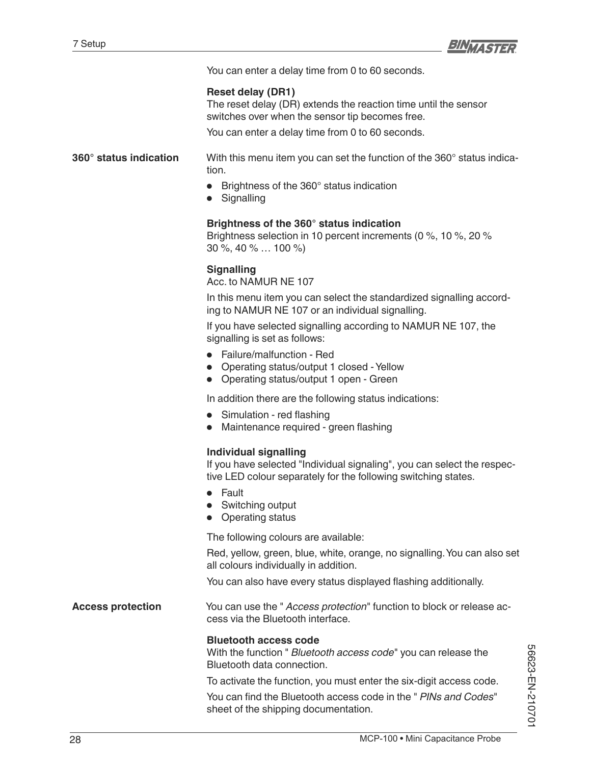You can enter a delay time from 0 to 60 seconds.

**Reset delay (DR1)**
The reset delay (DR) extends the reaction time until the sensor switches over when the sensor tip becomes free.

You can enter a delay time from 0 to 60 seconds.

**360° status indication**

With this menu item you can set the function of the 360° status indication.

- Brightness of the 360° status indication
- Signalling

**Brightness of the 360° status indication**
Brightness selection in 10 percent increments (0 %, 10 %, 20 % 30 %, 40 % … 100 %)

**Signalling**
Acc. to NAMUR NE 107

In this menu item you can select the standardized signalling according to NAMUR NE 107 or an individual signalling.

If you have selected signalling according to NAMUR NE 107, the signalling is set as follows:

- Failure/malfunction - Red
- Operating status/output 1 closed - Yellow
- Operating status/output 1 open - Green

In addition there are the following status indications:

- Simulation - red flashing
- Maintenance required - green flashing

**Individual signalling**
If you have selected "Individual signaling", you can select the respective LED colour separately for the following switching states.

- Fault
- Switching output
- Operating status

The following colours are available:

Red, yellow, green, blue, white, orange, no signalling. You can also set all colours individually in addition.

You can also have every status displayed flashing additionally.

**Access protection**

You can use the "*Access protection*" function to block or release access via the Bluetooth interface.

**Bluetooth access code**
With the function "*Bluetooth access code*" you can release the Bluetooth data connection.

To activate the function, you must enter the six-digit access code.

You can find the Bluetooth access code in the "*PINs and Codes*" sheet of the shipping documentation.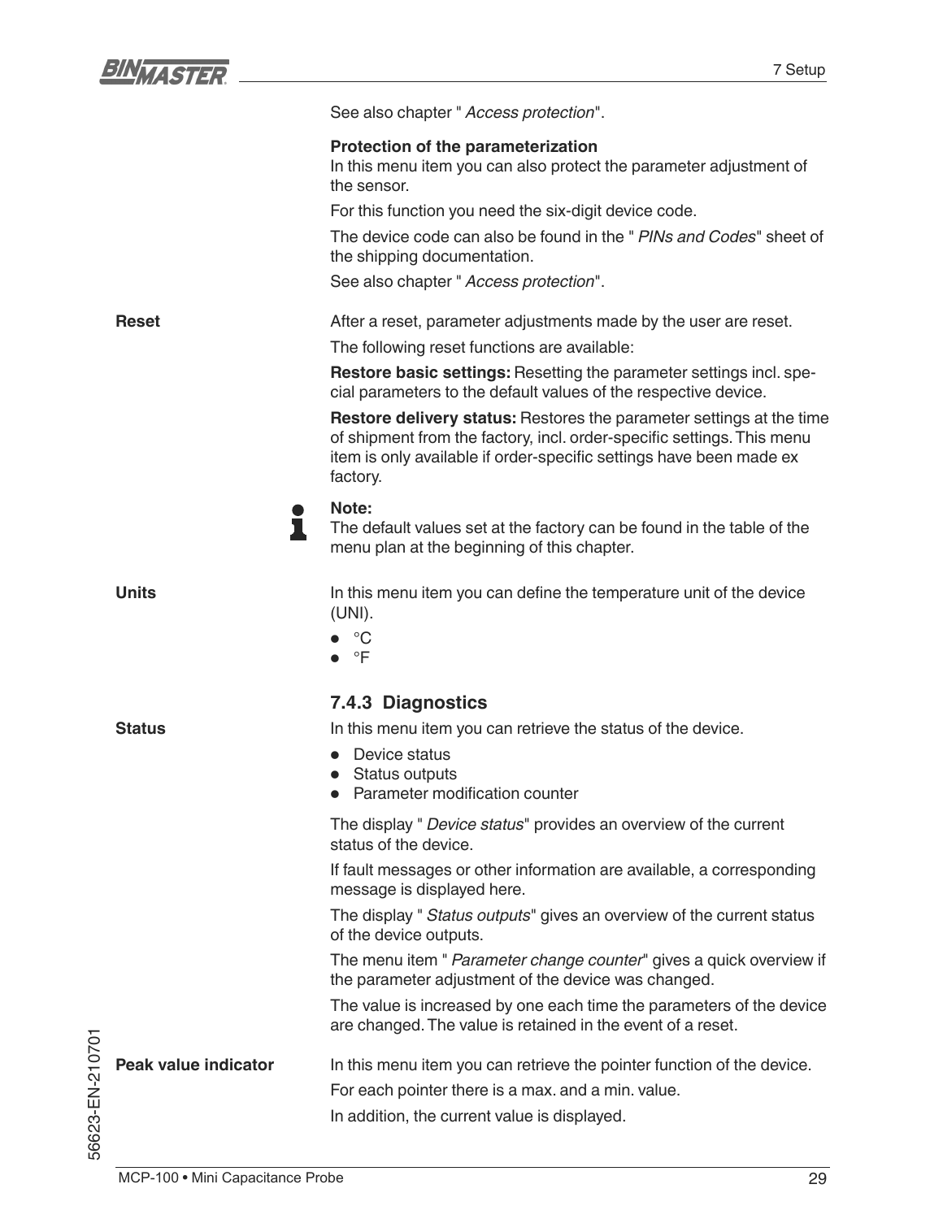See also chapter " *Access protection*".

**Protection of the parameterization**
In this menu item you can also protect the parameter adjustment of the sensor.

For this function you need the six-digit device code.

The device code can also be found in the " *PINs and Codes*" sheet of the shipping documentation.

See also chapter " *Access protection*".

**Reset**

After a reset, parameter adjustments made by the user are reset.

The following reset functions are available:

**Restore basic settings:** Resetting the parameter settings incl. special parameters to the default values of the respective device.

**Restore delivery status:** Restores the parameter settings at the time of shipment from the factory, incl. order-specific settings. This menu item is only available if order-specific settings have been made ex factory.

**Note:**
The default values set at the factory can be found in the table of the menu plan at the beginning of this chapter.

**Units**

In this menu item you can define the temperature unit of the device (UNI).

- °C
- °F

### 7.4.3 Diagnostics

**Status**

In this menu item you can retrieve the status of the device.

- Device status
- Status outputs
- Parameter modification counter

The display " *Device status*" provides an overview of the current status of the device.

If fault messages or other information are available, a corresponding message is displayed here.

The display " *Status outputs*" gives an overview of the current status of the device outputs.

The menu item " *Parameter change counter*" gives a quick overview if the parameter adjustment of the device was changed.

The value is increased by one each time the parameters of the device are changed. The value is retained in the event of a reset.

**Peak value indicator**

In this menu item you can retrieve the pointer function of the device.

For each pointer there is a max. and a min. value.

In addition, the current value is displayed.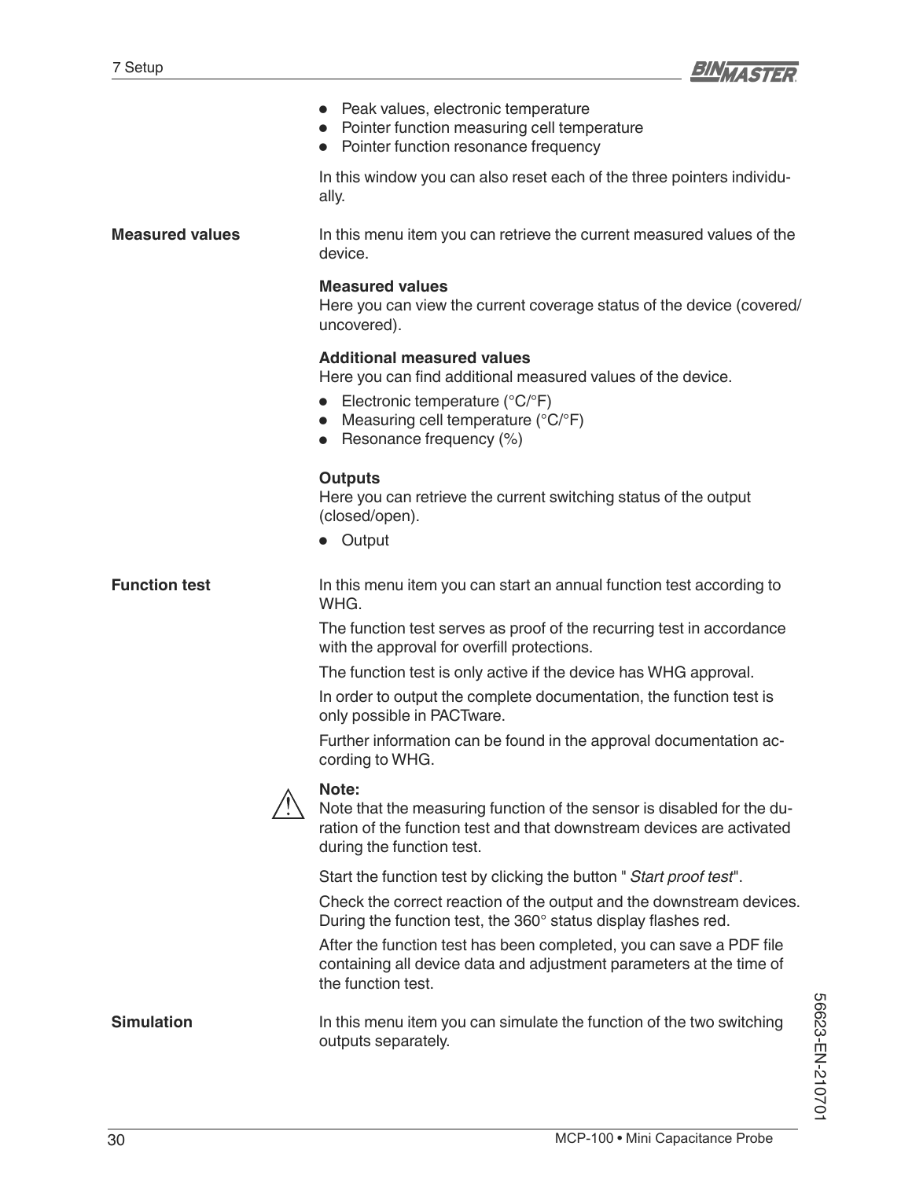- Peak values, electronic temperature
- Pointer function measuring cell temperature
- Pointer function resonance frequency

In this window you can also reset each of the three pointers individually.

**Measured values**

In this menu item you can retrieve the current measured values of the device.

**Measured values**
Here you can view the current coverage status of the device (covered/uncovered).

**Additional measured values**
Here you can find additional measured values of the device.

- Electronic temperature (°C/°F)
- Measuring cell temperature (°C/°F)
- Resonance frequency (%)

**Outputs**
Here you can retrieve the current switching status of the output (closed/open).

- Output

**Function test**

In this menu item you can start an annual function test according to WHG.

The function test serves as proof of the recurring test in accordance with the approval for overfill protections.

The function test is only active if the device has WHG approval.

In order to output the complete documentation, the function test is only possible in PACTware.

Further information can be found in the approval documentation according to WHG.

**Note:**
Note that the measuring function of the sensor is disabled for the duration of the function test and that downstream devices are activated during the function test.

Start the function test by clicking the button " *Start proof test*".

Check the correct reaction of the output and the downstream devices. During the function test, the 360° status display flashes red.

After the function test has been completed, you can save a PDF file containing all device data and adjustment parameters at the time of the function test.

**Simulation**

In this menu item you can simulate the function of the two switching outputs separately.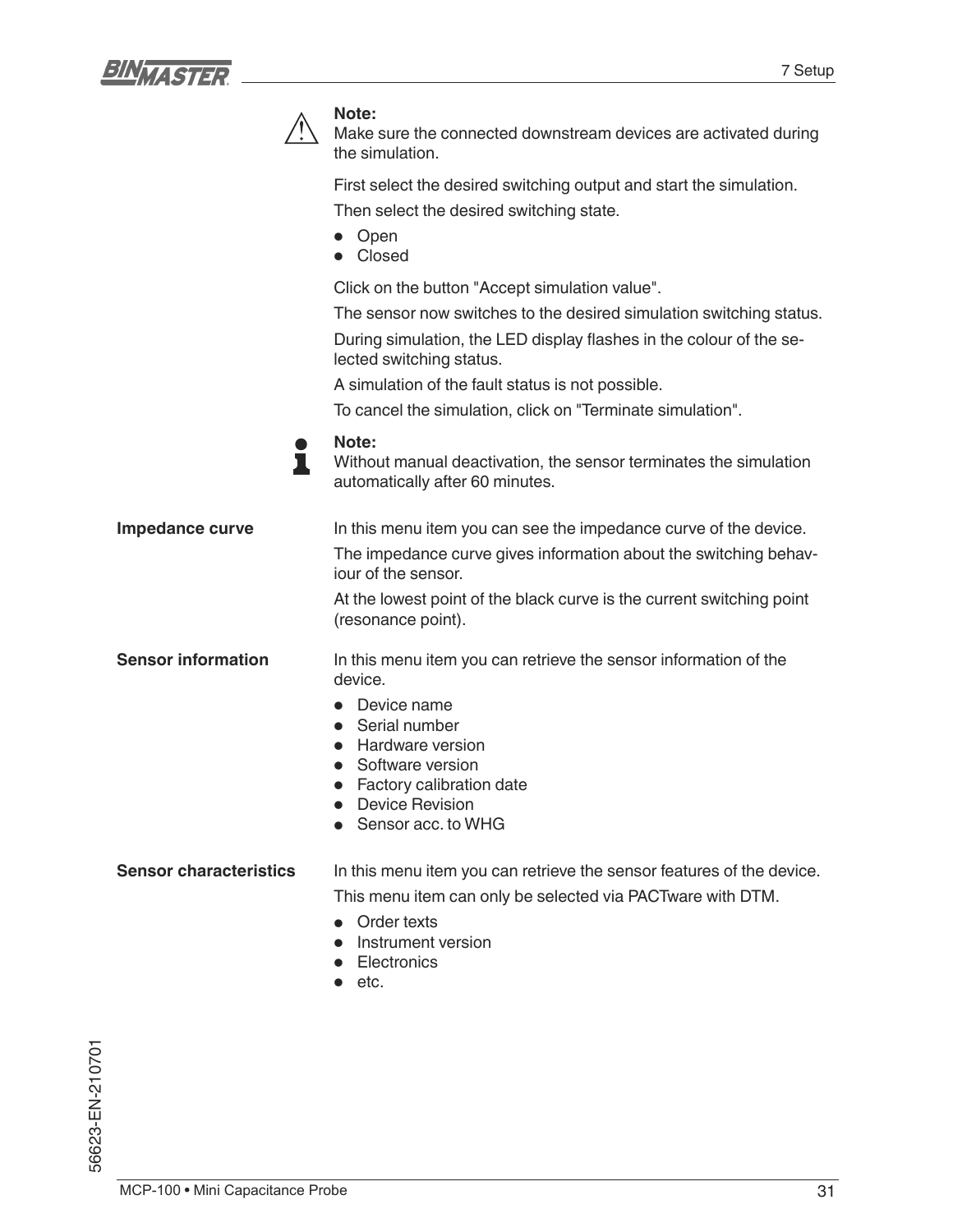**Note:**
Make sure the connected downstream devices are activated during the simulation.

First select the desired switching output and start the simulation.

Then select the desired switching state.

- Open
- Closed

Click on the button "Accept simulation value".

The sensor now switches to the desired simulation switching status.

During simulation, the LED display flashes in the colour of the selected switching status.

A simulation of the fault status is not possible.

To cancel the simulation, click on "Terminate simulation".

**Note:**
Without manual deactivation, the sensor terminates the simulation automatically after 60 minutes.

**Impedance curve**

In this menu item you can see the impedance curve of the device.

The impedance curve gives information about the switching behaviour of the sensor.

At the lowest point of the black curve is the current switching point (resonance point).

**Sensor information**

In this menu item you can retrieve the sensor information of the device.

- Device name
- Serial number
- Hardware version
- Software version
- Factory calibration date
- Device Revision
- Sensor acc. to WHG

**Sensor characteristics**

In this menu item you can retrieve the sensor features of the device.

This menu item can only be selected via PACTware with DTM.

- Order texts
- Instrument version
- Electronics
- etc.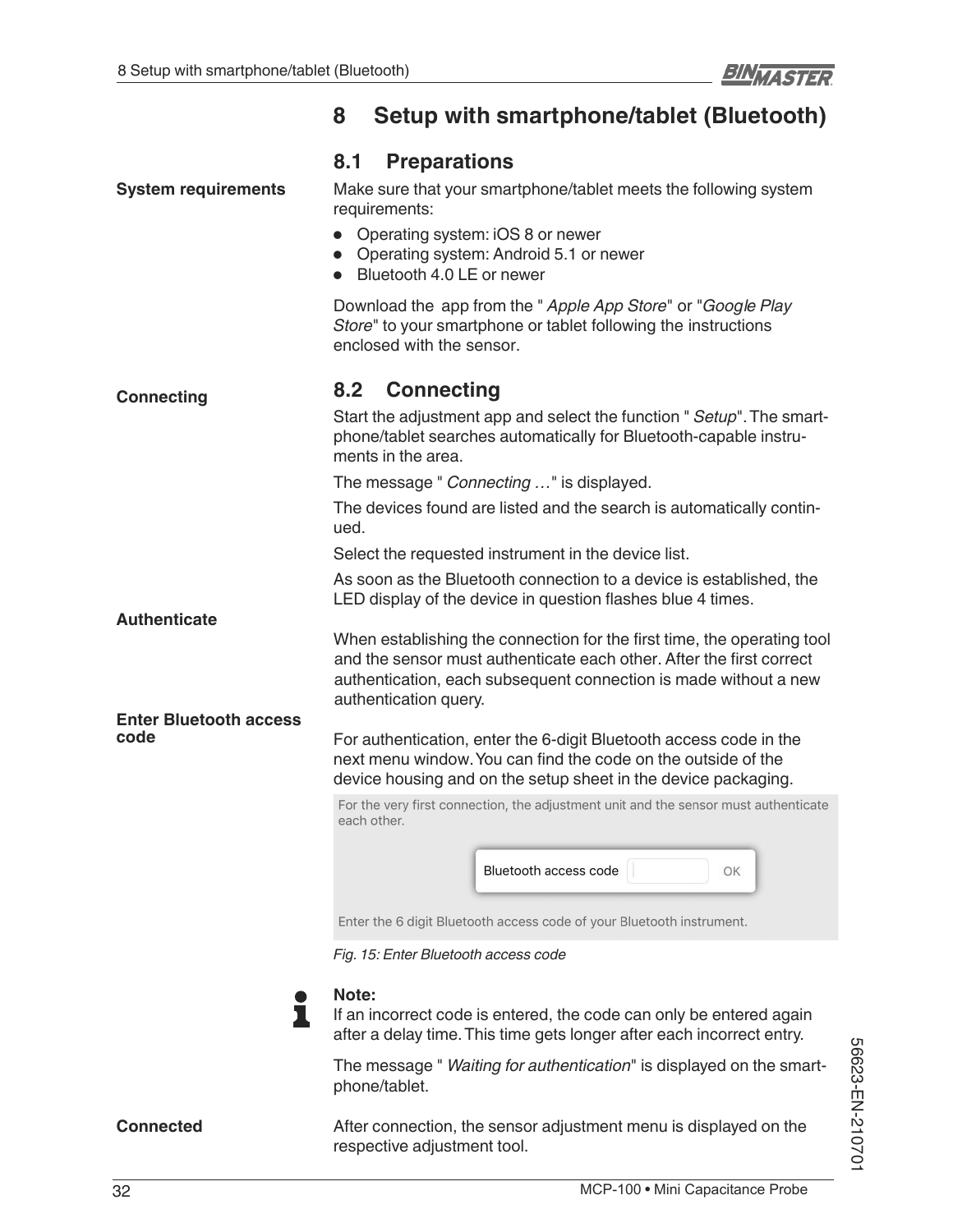# 8 Setup with smartphone/tablet (Bluetooth)

## 8.1 Preparations

**System requirements**

Make sure that your smartphone/tablet meets the following system requirements:

- Operating system: iOS 8 or newer
- Operating system: Android 5.1 or newer
- Bluetooth 4.0 LE or newer

Download the  app from the " *Apple App Store*" or "*Google Play Store*" to your smartphone or tablet following the instructions enclosed with the sensor.

## 8.2 Connecting

**Connecting**

Start the adjustment app and select the function " *Setup*". The smartphone/tablet searches automatically for Bluetooth-capable instruments in the area.

The message " *Connecting …*" is displayed.

The devices found are listed and the search is automatically continued.

Select the requested instrument in the device list.

As soon as the Bluetooth connection to a device is established, the LED display of the device in question flashes blue 4 times.

**Authenticate**

When establishing the connection for the first time, the operating tool and the sensor must authenticate each other. After the first correct authentication, each subsequent connection is made without a new authentication query.

**Enter Bluetooth access code**

For authentication, enter the 6-digit Bluetooth access code in the next menu window. You can find the code on the outside of the device housing and on the setup sheet in the device packaging.

For the very first connection, the adjustment unit and the sensor must authenticate each other.

Bluetooth access code | OK

Enter the 6 digit Bluetooth access code of your Bluetooth instrument.

*Fig. 15: Enter Bluetooth access code*

**Note:**
If an incorrect code is entered, the code can only be entered again after a delay time. This time gets longer after each incorrect entry.

The message " *Waiting for authentication*" is displayed on the smartphone/tablet.

**Connected**

After connection, the sensor adjustment menu is displayed on the respective adjustment tool.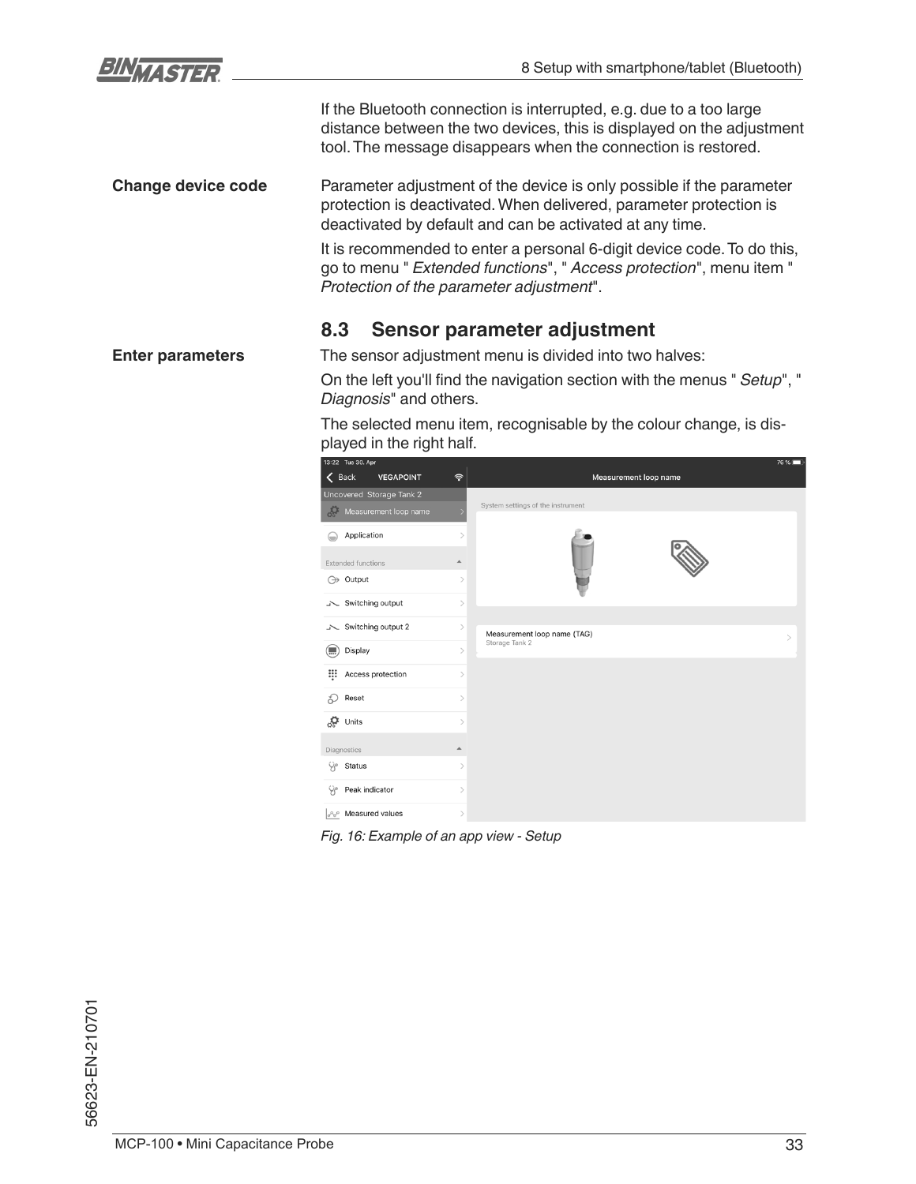If the Bluetooth connection is interrupted, e.g. due to a too large distance between the two devices, this is displayed on the adjustment tool. The message disappears when the connection is restored.

**Change device code**

Parameter adjustment of the device is only possible if the parameter protection is deactivated. When delivered, parameter protection is deactivated by default and can be activated at any time.

It is recommended to enter a personal 6-digit device code. To do this, go to menu " *Extended functions*", " *Access protection*", menu item " *Protection of the parameter adjustment*".

## 8.3 Sensor parameter adjustment

**Enter parameters**

The sensor adjustment menu is divided into two halves:

On the left you'll find the navigation section with the menus " *Setup*", " *Diagnosis*" and others.

The selected menu item, recognisable by the colour change, is displayed in the right half.

*Fig. 16: Example of an app view - Setup*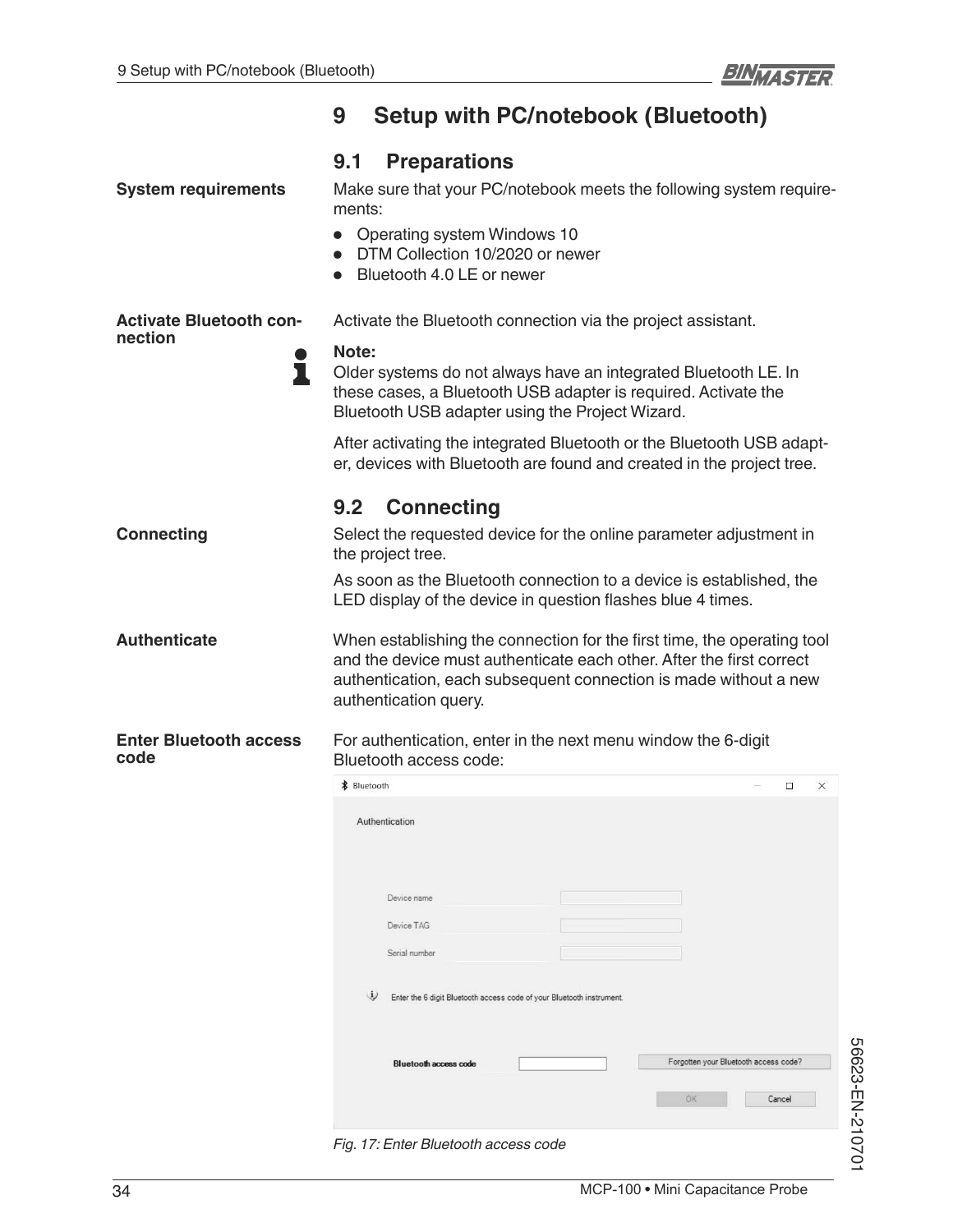# 9 Setup with PC/notebook (Bluetooth)

## 9.1 Preparations

**System requirements**

Make sure that your PC/notebook meets the following system requirements:

- Operating system Windows 10
- DTM Collection 10/2020 or newer
- Bluetooth 4.0 LE or newer

**Activate Bluetooth connection**

Activate the Bluetooth connection via the project assistant.

**Note:**
Older systems do not always have an integrated Bluetooth LE. In these cases, a Bluetooth USB adapter is required. Activate the Bluetooth USB adapter using the Project Wizard.

After activating the integrated Bluetooth or the Bluetooth USB adapter, devices with Bluetooth are found and created in the project tree.

## 9.2 Connecting

**Connecting**

Select the requested device for the online parameter adjustment in the project tree.

As soon as the Bluetooth connection to a device is established, the LED display of the device in question flashes blue 4 times.

**Authenticate**

When establishing the connection for the first time, the operating tool and the device must authenticate each other. After the first correct authentication, each subsequent connection is made without a new authentication query.

**Enter Bluetooth access code**

For authentication, enter in the next menu window the 6-digit Bluetooth access code:

Bluetooth

Authentication

Device name

Device TAG

Serial number

Enter the 6 digit Bluetooth access code of your Bluetooth instrument.

Bluetooth access code

Forgotten your Bluetooth access code?

OK

Cancel

*Fig. 17: Enter Bluetooth access code*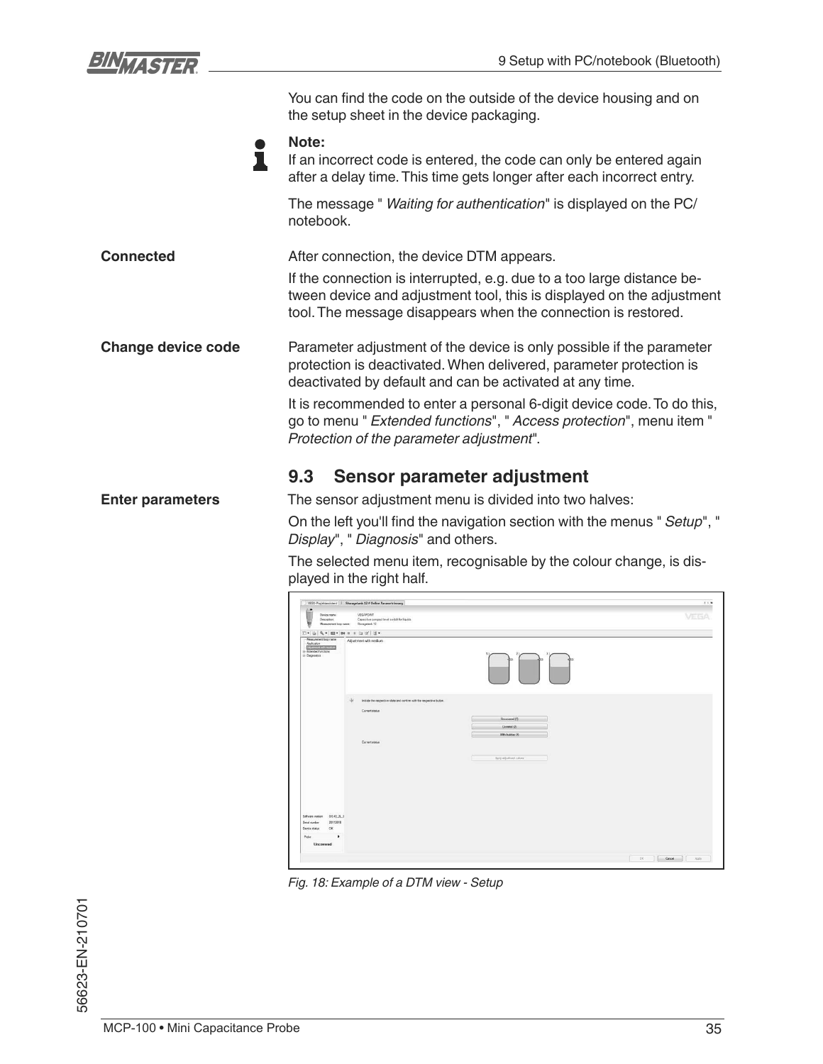You can find the code on the outside of the device housing and on the setup sheet in the device packaging.

**Note:**
If an incorrect code is entered, the code can only be entered again after a delay time. This time gets longer after each incorrect entry.

The message " *Waiting for authentication*" is displayed on the PC/notebook.

**Connected**

After connection, the device DTM appears.

If the connection is interrupted, e.g. due to a too large distance between device and adjustment tool, this is displayed on the adjustment tool. The message disappears when the connection is restored.

**Change device code**

Parameter adjustment of the device is only possible if the parameter protection is deactivated. When delivered, parameter protection is deactivated by default and can be activated at any time.

It is recommended to enter a personal 6-digit device code. To do this, go to menu " *Extended functions*", " *Access protection*", menu item " *Protection of the parameter adjustment*".

## 9.3 Sensor parameter adjustment

**Enter parameters**

The sensor adjustment menu is divided into two halves:

On the left you'll find the navigation section with the menus " *Setup*", " *Display*", " *Diagnosis*" and others.

The selected menu item, recognisable by the colour change, is displayed in the right half.

*Fig. 18: Example of a DTM view - Setup*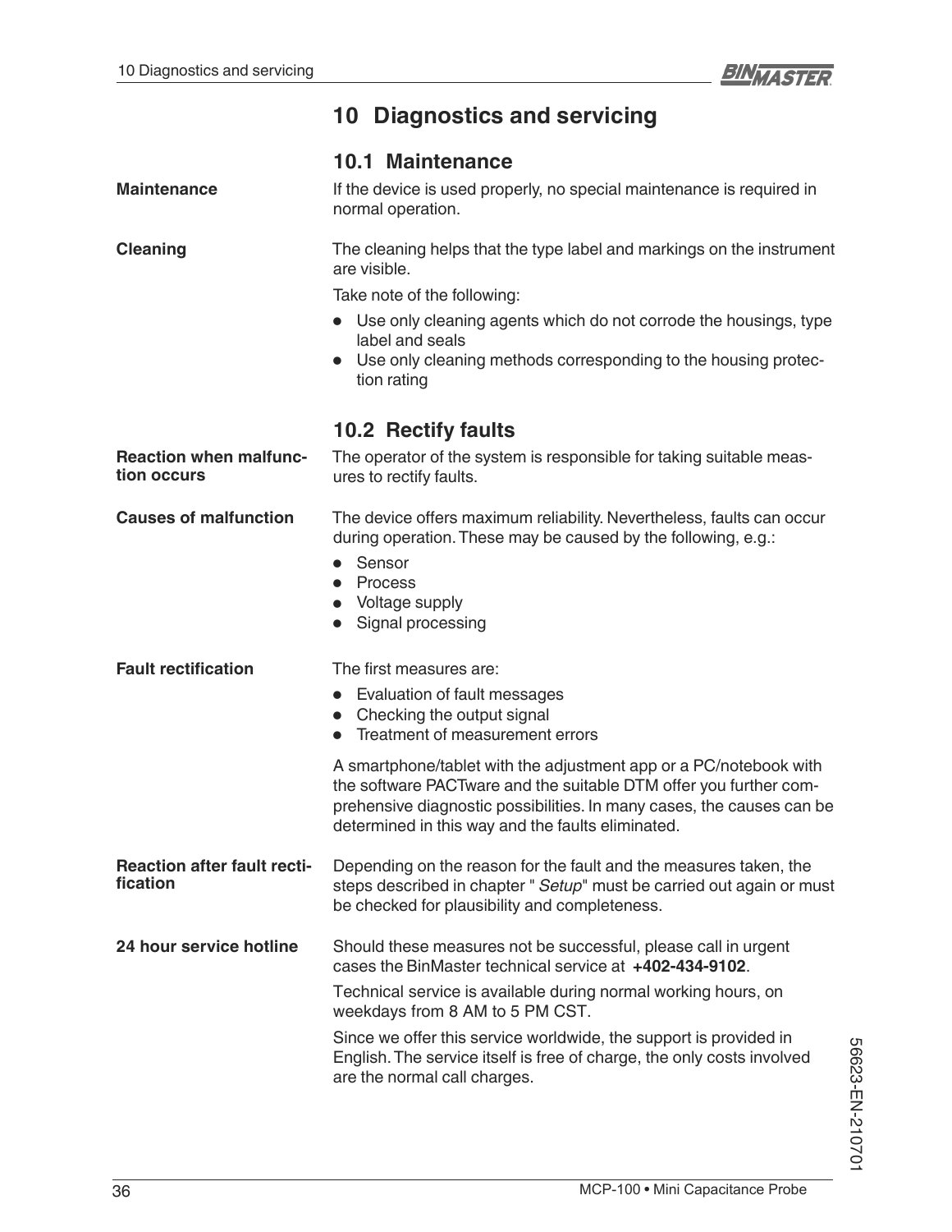# 10 Diagnostics and servicing

## 10.1 Maintenance

**Maintenance**

If the device is used properly, no special maintenance is required in normal operation.

**Cleaning**

The cleaning helps that the type label and markings on the instrument are visible.

Take note of the following:

- Use only cleaning agents which do not corrode the housings, type label and seals
- Use only cleaning methods corresponding to the housing protection rating

## 10.2 Rectify faults

**Reaction when malfunction occurs**

The operator of the system is responsible for taking suitable measures to rectify faults.

**Causes of malfunction**

The device offers maximum reliability. Nevertheless, faults can occur during operation. These may be caused by the following, e.g.:

- Sensor
- Process
- Voltage supply
- Signal processing

**Fault rectification**

The first measures are:

- Evaluation of fault messages
- Checking the output signal
- Treatment of measurement errors

A smartphone/tablet with the adjustment app or a PC/notebook with the software PACTware and the suitable DTM offer you further comprehensive diagnostic possibilities. In many cases, the causes can be determined in this way and the faults eliminated.

**Reaction after fault rectification**

Depending on the reason for the fault and the measures taken, the steps described in chapter " *Setup*" must be carried out again or must be checked for plausibility and completeness.

**24 hour service hotline**

Should these measures not be successful, please call in urgent cases the BinMaster technical service at **+402-434-9102**.

Technical service is available during normal working hours, on weekdays from 8 AM to 5 PM CST.

Since we offer this service worldwide, the support is provided in English. The service itself is free of charge, the only costs involved are the normal call charges.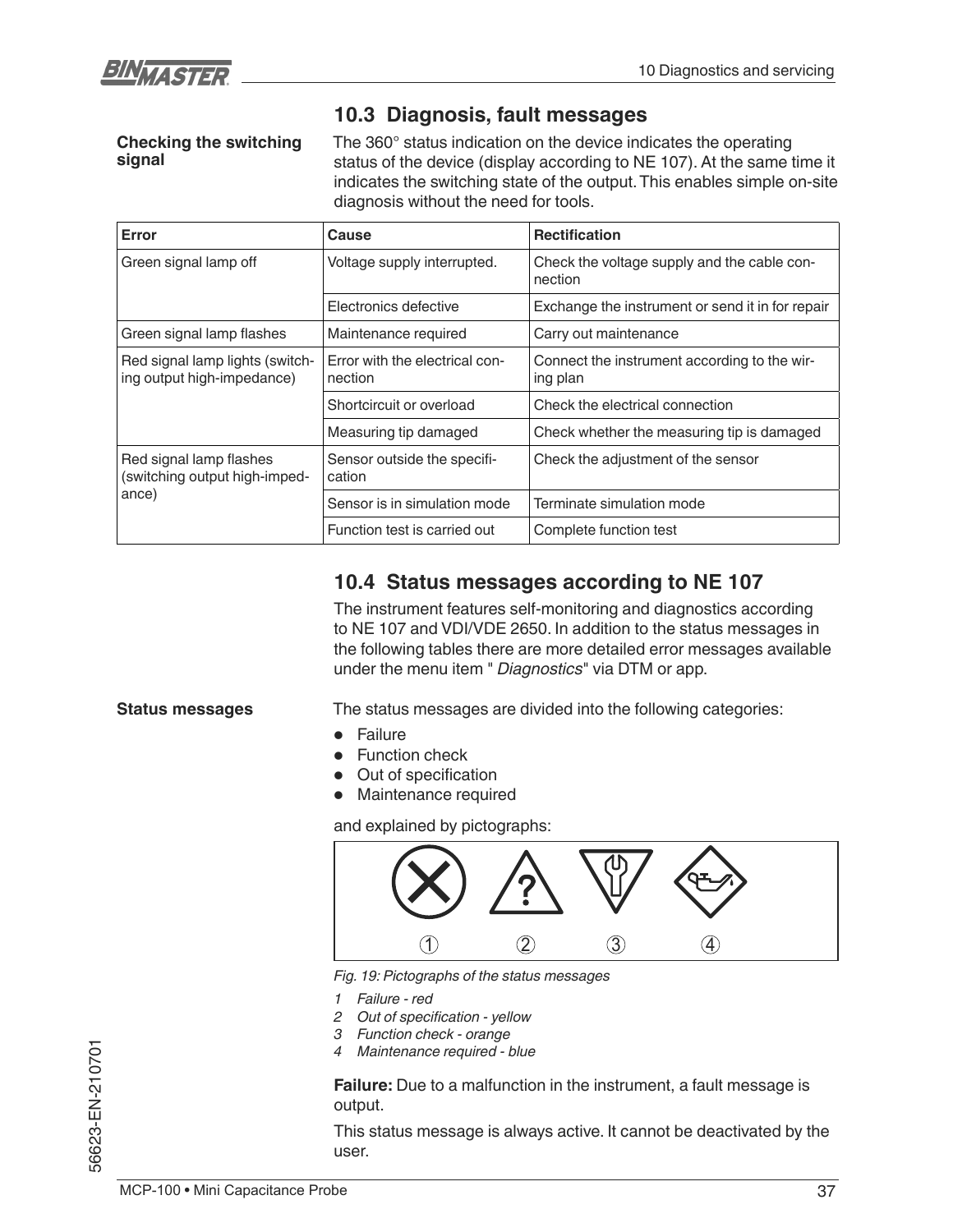## 10.3 Diagnosis, fault messages

**Checking the switching signal**

The 360° status indication on the device indicates the operating status of the device (display according to NE 107). At the same time it indicates the switching state of the output. This enables simple on-site diagnosis without the need for tools.

| Error | Cause | Rectification |
|---|---|---|
| Green signal lamp off | Voltage supply interrupted. | Check the voltage supply and the cable connection |
| | Electronics defective | Exchange the instrument or send it in for repair |
| Green signal lamp flashes | Maintenance required | Carry out maintenance |
| Red signal lamp lights (switching output high-impedance) | Error with the electrical connection | Connect the instrument according to the wiring plan |
| | Shortcircuit or overload | Check the electrical connection |
| | Measuring tip damaged | Check whether the measuring tip is damaged |
| Red signal lamp flashes (switching output high-impedance) | Sensor outside the specification | Check the adjustment of the sensor |
| | Sensor is in simulation mode | Terminate simulation mode |
| | Function test is carried out | Complete function test |

## 10.4 Status messages according to NE 107

The instrument features self-monitoring and diagnostics according to NE 107 and VDI/VDE 2650. In addition to the status messages in the following tables there are more detailed error messages available under the menu item " *Diagnostics*" via DTM or app.

**Status messages**

The status messages are divided into the following categories:

- Failure
- Function check
- Out of specification
- Maintenance required

and explained by pictographs:

*Fig. 19: Pictographs of the status messages*

1. *Failure - red*
2. *Out of specification - yellow*
3. *Function check - orange*
4. *Maintenance required - blue*

**Failure:** Due to a malfunction in the instrument, a fault message is output.

This status message is always active. It cannot be deactivated by the user.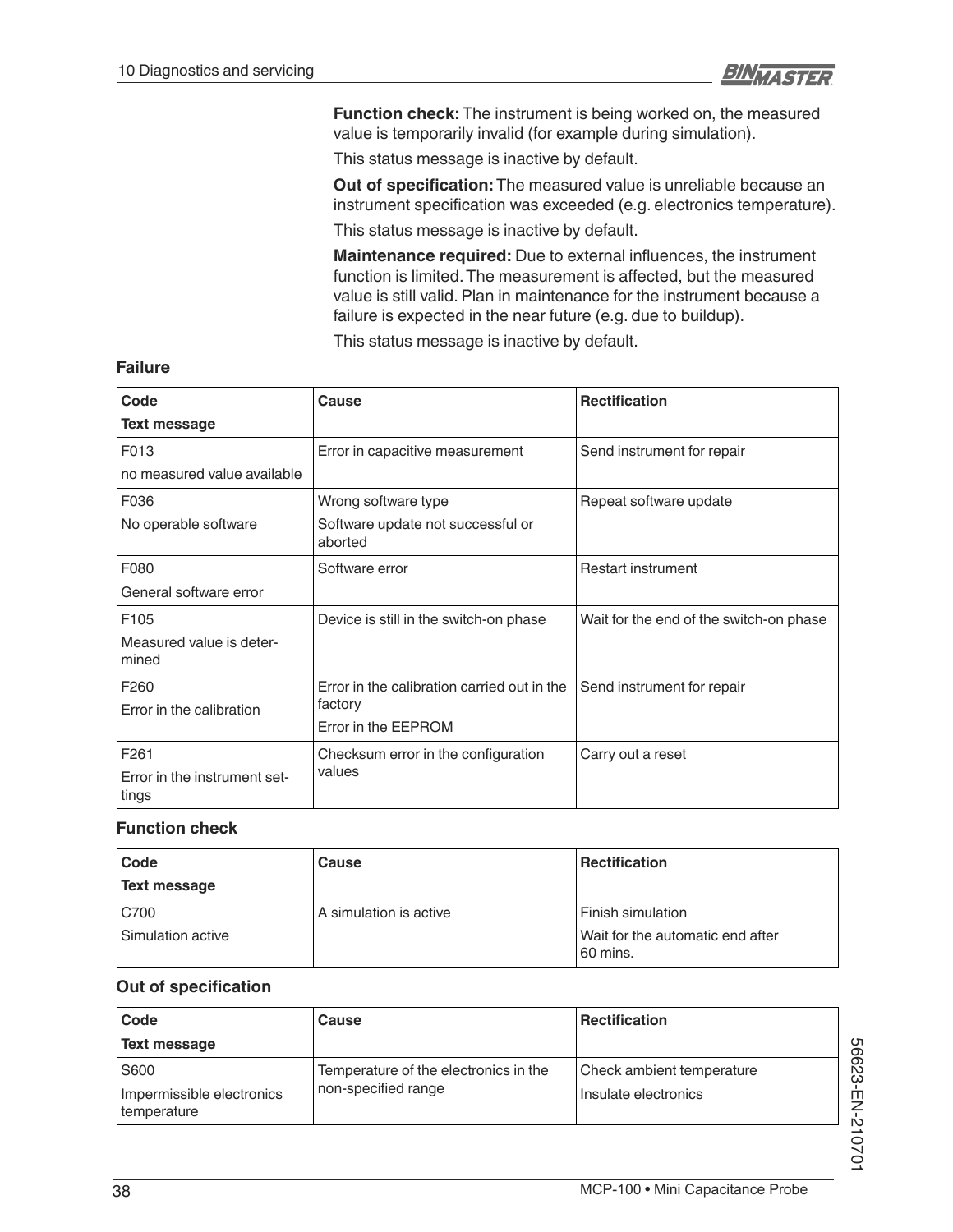**Function check:** The instrument is being worked on, the measured value is temporarily invalid (for example during simulation).

This status message is inactive by default.

**Out of specification:** The measured value is unreliable because an instrument specification was exceeded (e.g. electronics temperature).

This status message is inactive by default.

**Maintenance required:** Due to external influences, the instrument function is limited. The measurement is affected, but the measured value is still valid. Plan in maintenance for the instrument because a failure is expected in the near future (e.g. due to buildup).

This status message is inactive by default.

### Failure

| Code<br>Text message | Cause | Rectification |
|---|---|---|
| F013<br>no measured value available | Error in capacitive measurement | Send instrument for repair |
| F036<br>No operable software | Wrong software type<br>Software update not successful or aborted | Repeat software update |
| F080<br>General software error | Software error | Restart instrument |
| F105<br>Measured value is determined | Device is still in the switch-on phase | Wait for the end of the switch-on phase |
| F260<br>Error in the calibration | Error in the calibration carried out in the factory<br>Error in the EEPROM | Send instrument for repair |
| F261<br>Error in the instrument settings | Checksum error in the configuration values | Carry out a reset |

### Function check

| Code<br>Text message | Cause | Rectification |
|---|---|---|
| C700<br>Simulation active | A simulation is active | Finish simulation<br>Wait for the automatic end after 60 mins. |

### Out of specification

| Code<br>Text message | Cause | Rectification |
|---|---|---|
| S600<br>Impermissible electronics temperature | Temperature of the electronics in the non-specified range | Check ambient temperature<br>Insulate electronics |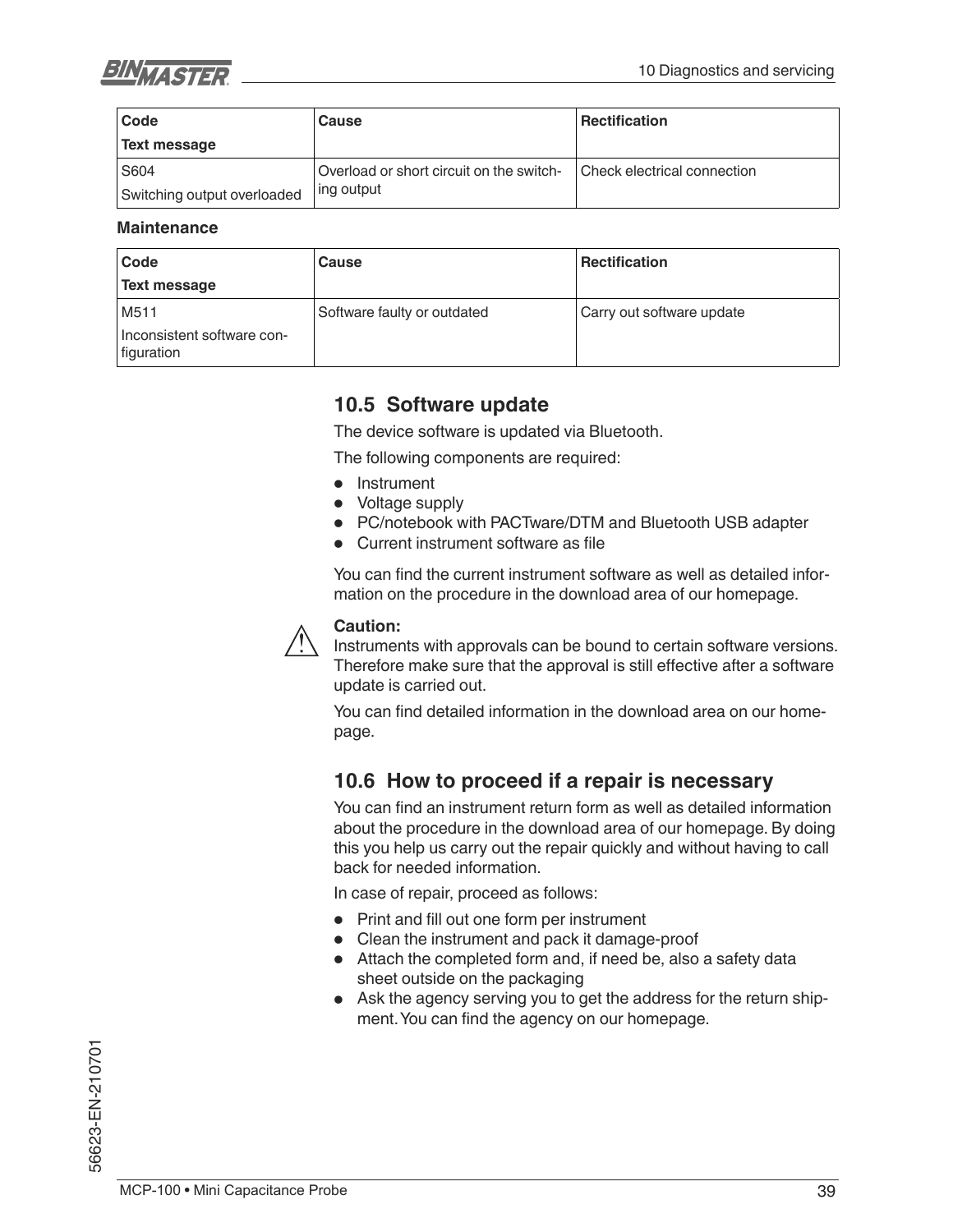| Code<br>Text message | Cause | Rectification |
|---|---|---|
| S604<br>Switching output overloaded | Overload or short circuit on the switching output | Check electrical connection |

**Maintenance**

| Code<br>Text message | Cause | Rectification |
|---|---|---|
| M511<br>Inconsistent software configuration | Software faulty or outdated | Carry out software update |

## 10.5 Software update

The device software is updated via Bluetooth.

The following components are required:

- Instrument
- Voltage supply
- PC/notebook with PACTware/DTM and Bluetooth USB adapter
- Current instrument software as file

You can find the current instrument software as well as detailed information on the procedure in the download area of our homepage.

**Caution:**
Instruments with approvals can be bound to certain software versions. Therefore make sure that the approval is still effective after a software update is carried out.

You can find detailed information in the download area on our homepage.

## 10.6 How to proceed if a repair is necessary

You can find an instrument return form as well as detailed information about the procedure in the download area of our homepage. By doing this you help us carry out the repair quickly and without having to call back for needed information.

In case of repair, proceed as follows:

- Print and fill out one form per instrument
- Clean the instrument and pack it damage-proof
- Attach the completed form and, if need be, also a safety data sheet outside on the packaging
- Ask the agency serving you to get the address for the return shipment. You can find the agency on our homepage.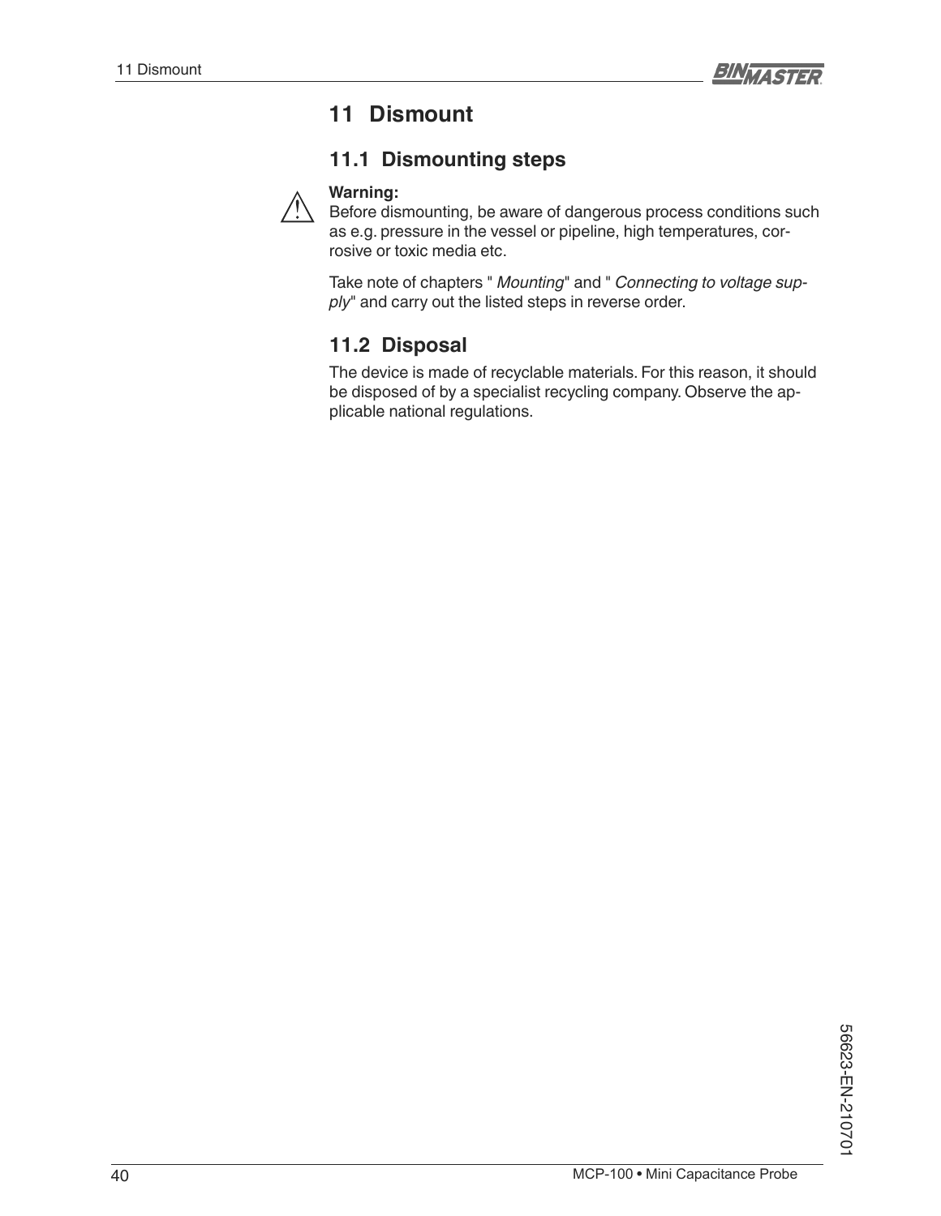# 11 Dismount

## 11.1 Dismounting steps

**Warning:**
Before dismounting, be aware of dangerous process conditions such as e.g. pressure in the vessel or pipeline, high temperatures, corrosive or toxic media etc.

Take note of chapters " *Mounting*" and " *Connecting to voltage supply*" and carry out the listed steps in reverse order.

## 11.2 Disposal

The device is made of recyclable materials. For this reason, it should be disposed of by a specialist recycling company. Observe the applicable national regulations.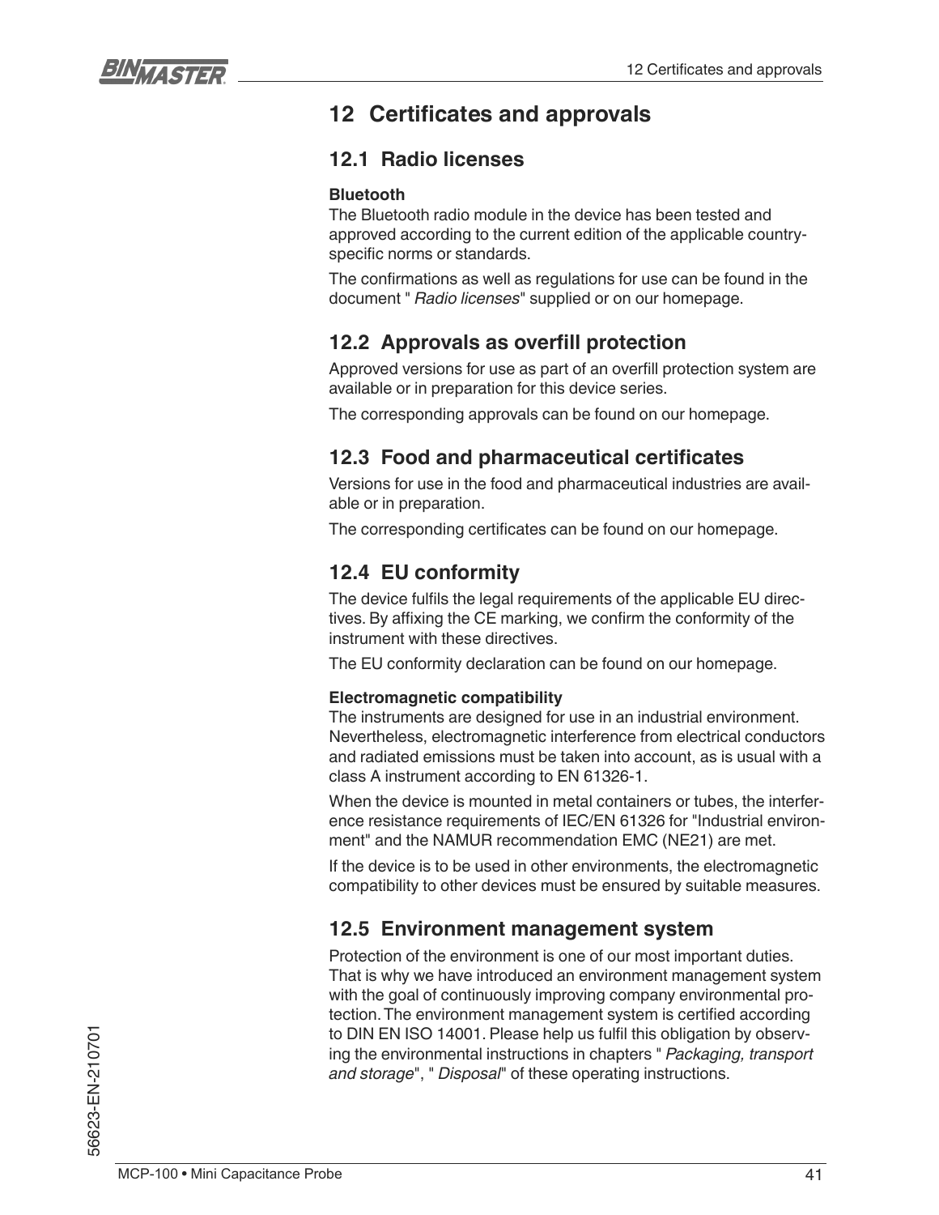# 12 Certificates and approvals

## 12.1 Radio licenses

**Bluetooth**

The Bluetooth radio module in the device has been tested and approved according to the current edition of the applicable country-specific norms or standards.

The confirmations as well as regulations for use can be found in the document " *Radio licenses*" supplied or on our homepage.

## 12.2 Approvals as overfill protection

Approved versions for use as part of an overfill protection system are available or in preparation for this device series.

The corresponding approvals can be found on our homepage.

## 12.3 Food and pharmaceutical certificates

Versions for use in the food and pharmaceutical industries are available or in preparation.

The corresponding certificates can be found on our homepage.

## 12.4 EU conformity

The device fulfils the legal requirements of the applicable EU directives. By affixing the CE marking, we confirm the conformity of the instrument with these directives.

The EU conformity declaration can be found on our homepage.

**Electromagnetic compatibility**

The instruments are designed for use in an industrial environment. Nevertheless, electromagnetic interference from electrical conductors and radiated emissions must be taken into account, as is usual with a class A instrument according to EN 61326-1.

When the device is mounted in metal containers or tubes, the interference resistance requirements of IEC/EN 61326 for "Industrial environment" and the NAMUR recommendation EMC (NE21) are met.

If the device is to be used in other environments, the electromagnetic compatibility to other devices must be ensured by suitable measures.

## 12.5 Environment management system

Protection of the environment is one of our most important duties. That is why we have introduced an environment management system with the goal of continuously improving company environmental protection. The environment management system is certified according to DIN EN ISO 14001. Please help us fulfil this obligation by observing the environmental instructions in chapters " *Packaging, transport and storage*", " *Disposal*" of these operating instructions.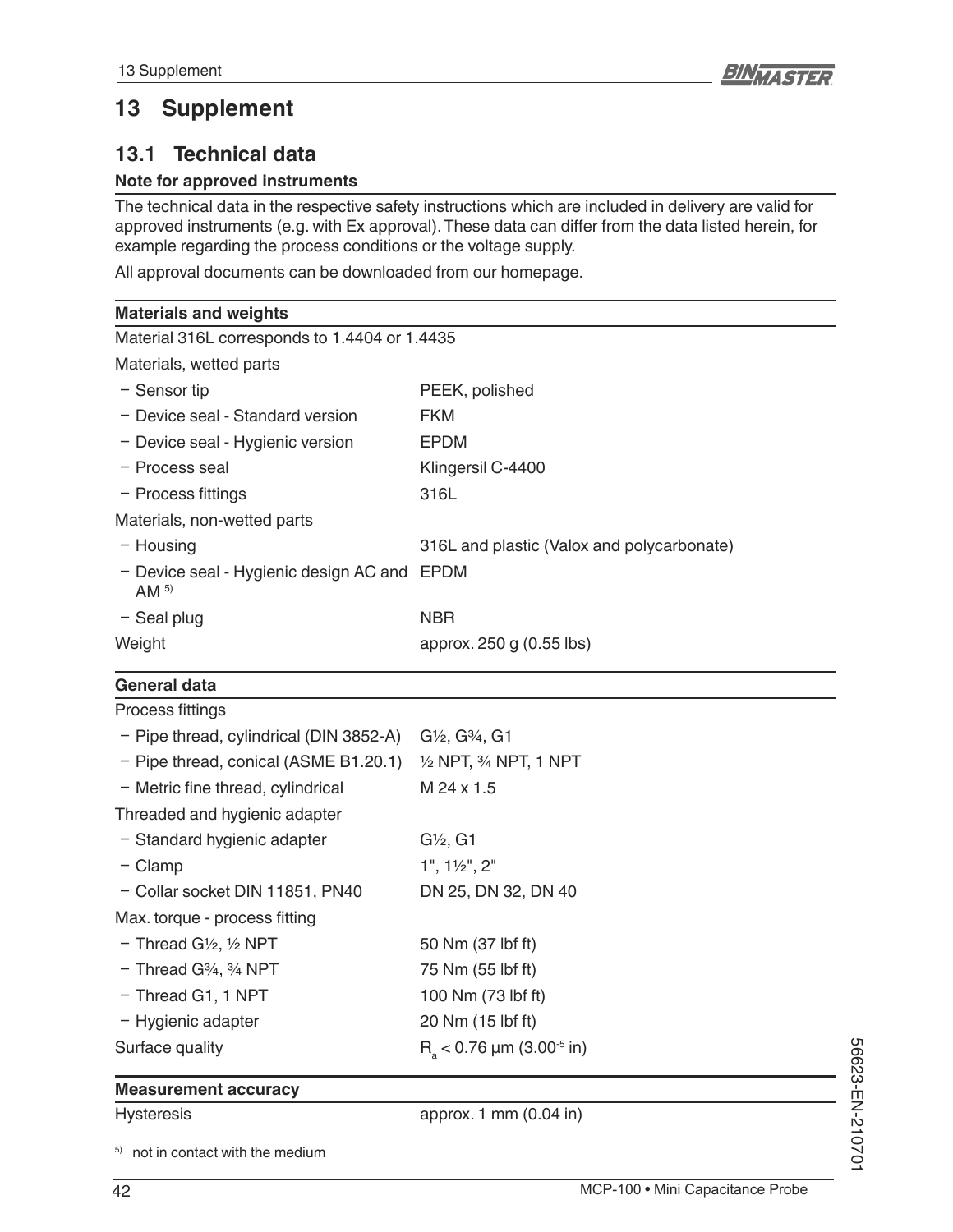# 13 Supplement

## 13.1 Technical data

### Note for approved instruments

The technical data in the respective safety instructions which are included in delivery are valid for approved instruments (e.g. with Ex approval). These data can differ from the data listed herein, for example regarding the process conditions or the voltage supply.

All approval documents can be downloaded from our homepage.

| Materials and weights | |
|---|---|
| Material 316L corresponds to 1.4404 or 1.4435 | |
| Materials, wetted parts | |
| − Sensor tip | PEEK, polished |
| − Device seal - Standard version | FKM |
| − Device seal - Hygienic version | EPDM |
| − Process seal | Klingersil C-4400 |
| − Process fittings | 316L |
| Materials, non-wetted parts | |
| − Housing | 316L and plastic (Valox and polycarbonate) |
| − Device seal - Hygienic design AC and AM [5] | EPDM |
| − Seal plug | NBR |
| Weight | approx. 250 g (0.55 lbs) |

| General data | |
|---|---|
| Process fittings | |
| − Pipe thread, cylindrical (DIN 3852-A) | G½, G¾, G1 |
| − Pipe thread, conical (ASME B1.20.1) | ½ NPT, ¾ NPT, 1 NPT |
| − Metric fine thread, cylindrical | M 24 x 1.5 |
| Threaded and hygienic adapter | |
| − Standard hygienic adapter | G½, G1 |
| − Clamp | 1", 1½", 2" |
| − Collar socket DIN 11851, PN40 | DN 25, DN 32, DN 40 |
| Max. torque - process fitting | |
| − Thread G½, ½ NPT | 50 Nm (37 lbf ft) |
| − Thread G¾, ¾ NPT | 75 Nm (55 lbf ft) |
| − Thread G1, 1 NPT | 100 Nm (73 lbf ft) |
| − Hygienic adapter | 20 Nm (15 lbf ft) |
| Surface quality | $R_a$ < 0.76 µm ($3.00^{-5}$ in) |

| Measurement accuracy | |
|---|---|
| Hysteresis | approx. 1 mm (0.04 in) |

[5] not in contact with the medium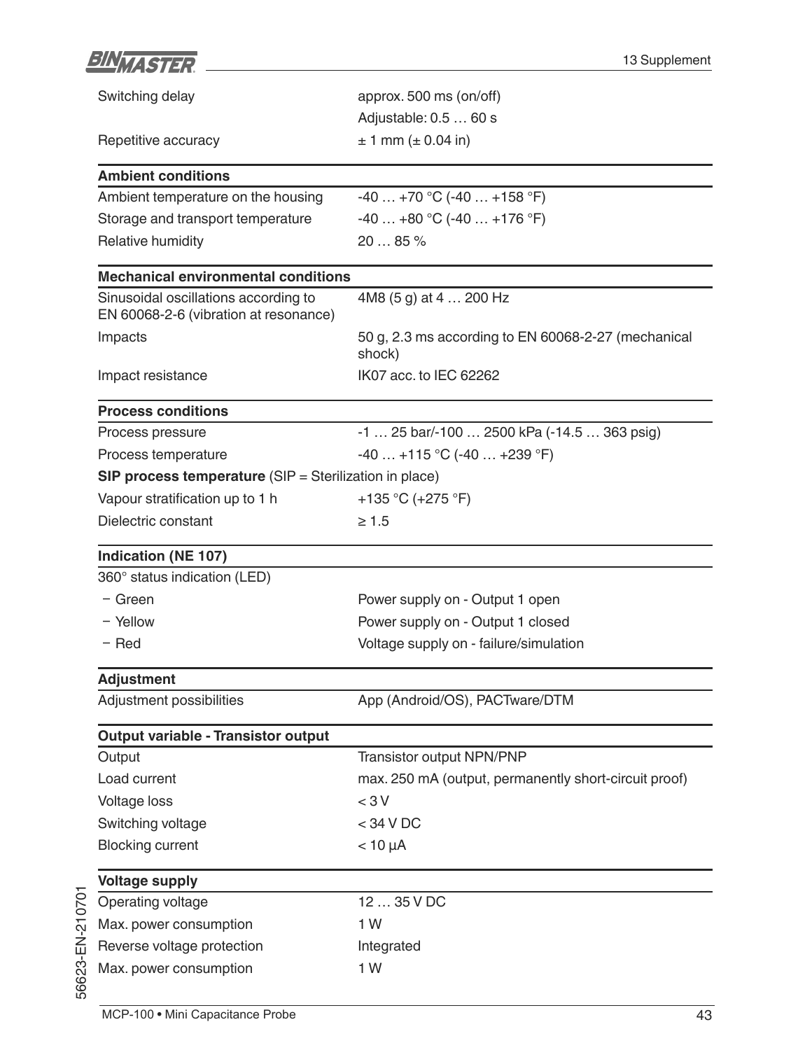| | |
|---|---|
| Switching delay | approx. 500 ms (on/off) |
| | Adjustable: 0.5 … 60 s |
| Repetitive accuracy | ± 1 mm (± 0.04 in) |

**Ambient conditions**

| | |
|---|---|
| Ambient temperature on the housing | -40 … +70 °C (-40 … +158 °F) |
| Storage and transport temperature | -40 … +80 °C (-40 … +176 °F) |
| Relative humidity | 20 … 85 % |

**Mechanical environmental conditions**

| | |
|---|---|
| Sinusoidal oscillations according to EN 60068-2-6 (vibration at resonance) | 4M8 (5 g) at 4 … 200 Hz |
| Impacts | 50 g, 2.3 ms according to EN 60068-2-27 (mechanical shock) |
| Impact resistance | IK07 acc. to IEC 62262 |

**Process conditions**

| | |
|---|---|
| Process pressure | -1 … 25 bar/-100 … 2500 kPa (-14.5 … 363 psig) |
| Process temperature | -40 … +115 °C (-40 … +239 °F) |

**SIP process temperature** (SIP = Sterilization in place)

| | |
|---|---|
| Vapour stratification up to 1 h | +135 °C (+275 °F) |
| Dielectric constant | ≥ 1.5 |

**Indication (NE 107)**

360° status indication (LED)

| | |
|---|---|
| − Green | Power supply on - Output 1 open |
| − Yellow | Power supply on - Output 1 closed |
| − Red | Voltage supply on - failure/simulation |

**Adjustment**

| | |
|---|---|
| Adjustment possibilities | App (Android/OS), PACTware/DTM |

**Output variable - Transistor output**

| | |
|---|---|
| Output | Transistor output NPN/PNP |
| Load current | max. 250 mA (output, permanently short-circuit proof) |
| Voltage loss | < 3 V |
| Switching voltage | < 34 V DC |
| Blocking current | < 10 µA |

**Voltage supply**

| | |
|---|---|
| Operating voltage | 12 … 35 V DC |
| Max. power consumption | 1 W |
| Reverse voltage protection | Integrated |
| Max. power consumption | 1 W |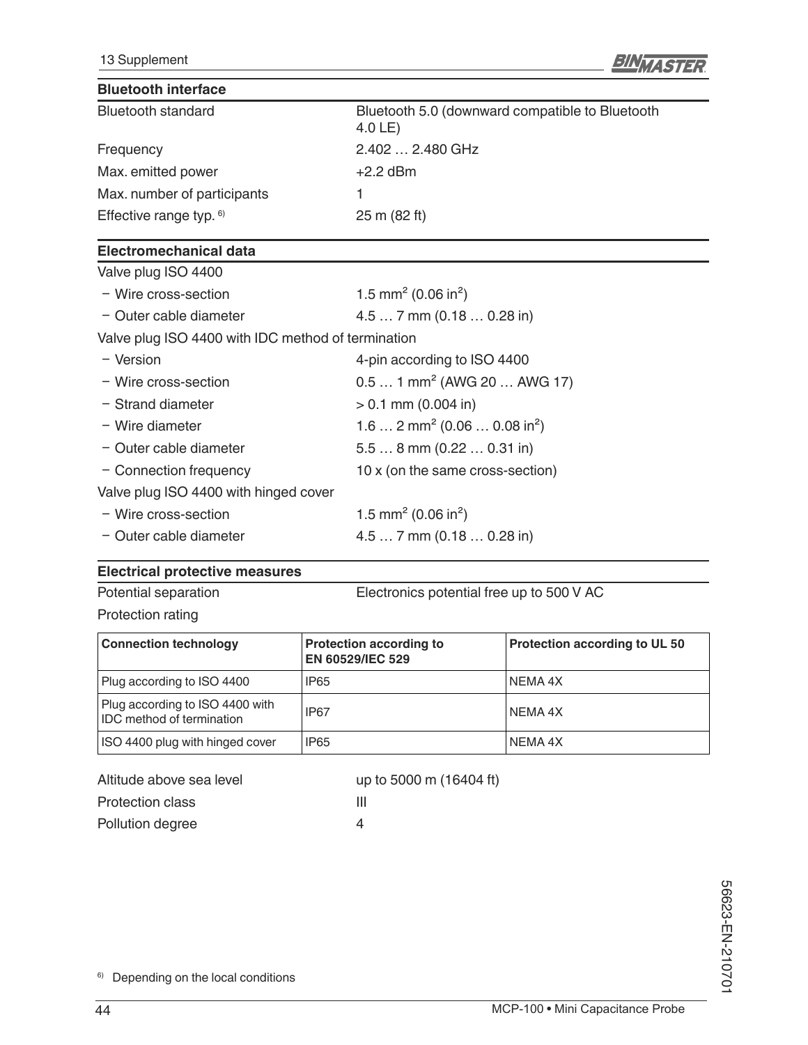### Bluetooth interface

| | |
|---|---|
| Bluetooth standard | Bluetooth 5.0 (downward compatible to Bluetooth 4.0 LE) |
| Frequency | 2.402 … 2.480 GHz |
| Max. emitted power | +2.2 dBm |
| Max. number of participants | 1 |
| Effective range typ. [6] | 25 m (82 ft) |

### Electromechanical data

Valve plug ISO 4400

- Wire cross-section: 1.5 mm² (0.06 in²)
- Outer cable diameter: 4.5 … 7 mm (0.18 … 0.28 in)

Valve plug ISO 4400 with IDC method of termination

- Version: 4-pin according to ISO 4400
- Wire cross-section: 0.5 … 1 mm² (AWG 20 … AWG 17)
- Strand diameter: > 0.1 mm (0.004 in)
- Wire diameter: 1.6 … 2 mm² (0.06 … 0.08 in²)
- Outer cable diameter: 5.5 … 8 mm (0.22 … 0.31 in)
- Connection frequency: 10 x (on the same cross-section)

Valve plug ISO 4400 with hinged cover

- Wire cross-section: 1.5 mm² (0.06 in²)
- Outer cable diameter: 4.5 … 7 mm (0.18 … 0.28 in)

### Electrical protective measures

Potential separation: Electronics potential free up to 500 V AC

Protection rating

| Connection technology | Protection according to EN 60529/IEC 529 | Protection according to UL 50 |
|---|---|---|
| Plug according to ISO 4400 | IP65 | NEMA 4X |
| Plug according to ISO 4400 with IDC method of termination | IP67 | NEMA 4X |
| ISO 4400 plug with hinged cover | IP65 | NEMA 4X |

| | |
|---|---|
| Altitude above sea level | up to 5000 m (16404 ft) |
| Protection class | III |
| Pollution degree | 4 |

[6] Depending on the local conditions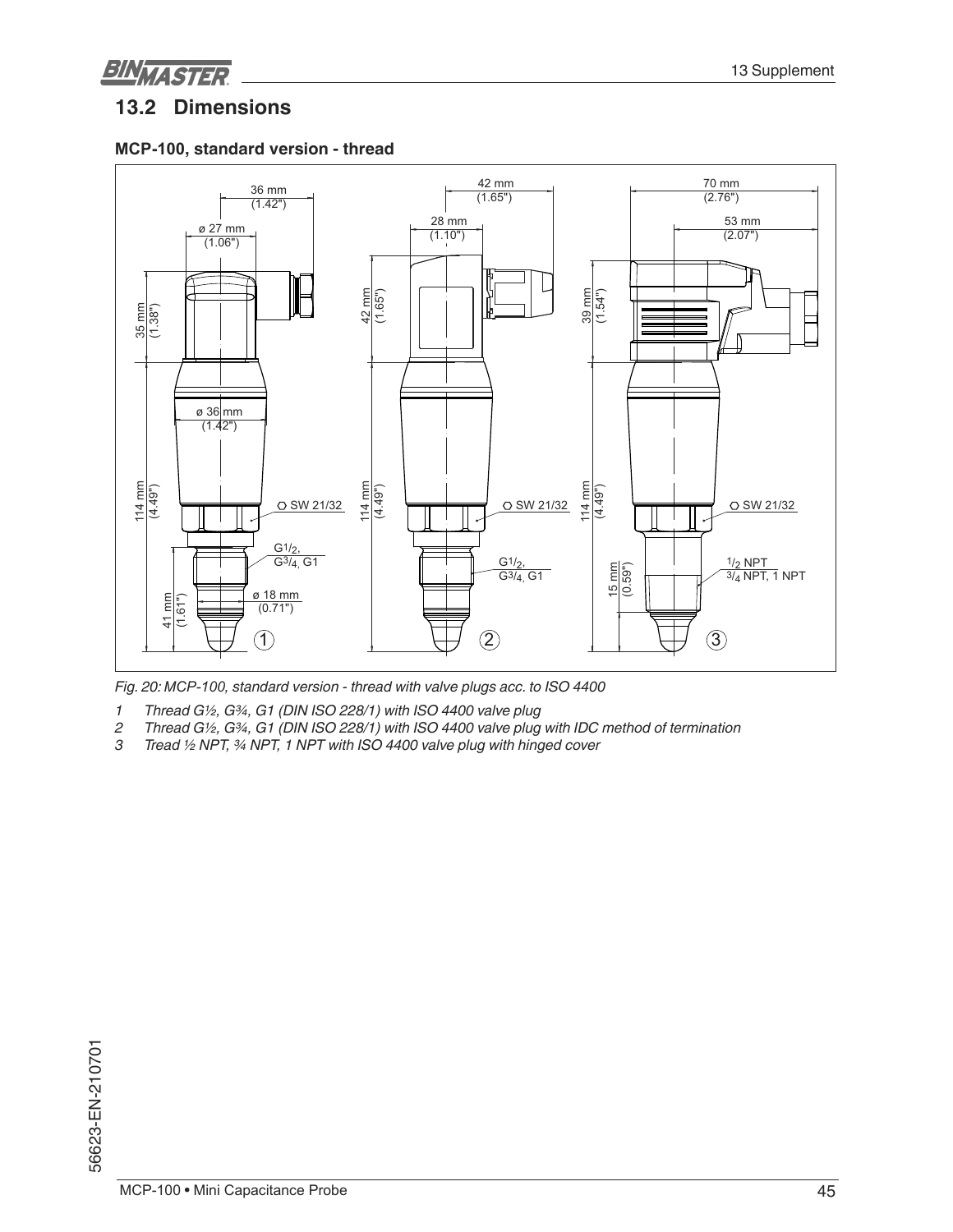## 13.2 Dimensions

### MCP-100, standard version - thread

*Fig. 20: MCP-100, standard version - thread with valve plugs acc. to ISO 4400*

1 Thread G½, G¾, G1 (DIN ISO 228/1) with ISO 4400 valve plug
2 Thread G½, G¾, G1 (DIN ISO 228/1) with ISO 4400 valve plug with IDC method of termination
3 Tread ½ NPT, ¾ NPT, 1 NPT with ISO 4400 valve plug with hinged cover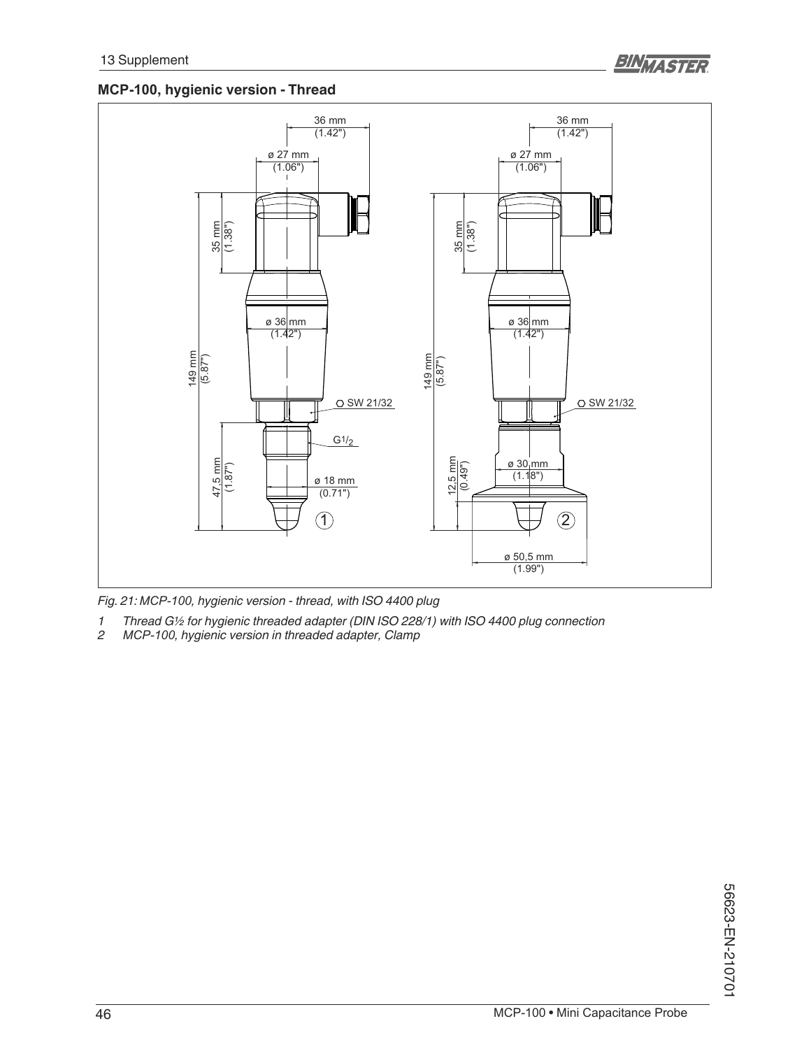## MCP-100, hygienic version - Thread

*Fig. 21: MCP-100, hygienic version - thread, with ISO 4400 plug*

1. *Thread G½ for hygienic threaded adapter (DIN ISO 228/1) with ISO 4400 plug connection*
2. *MCP-100, hygienic version in threaded adapter, Clamp*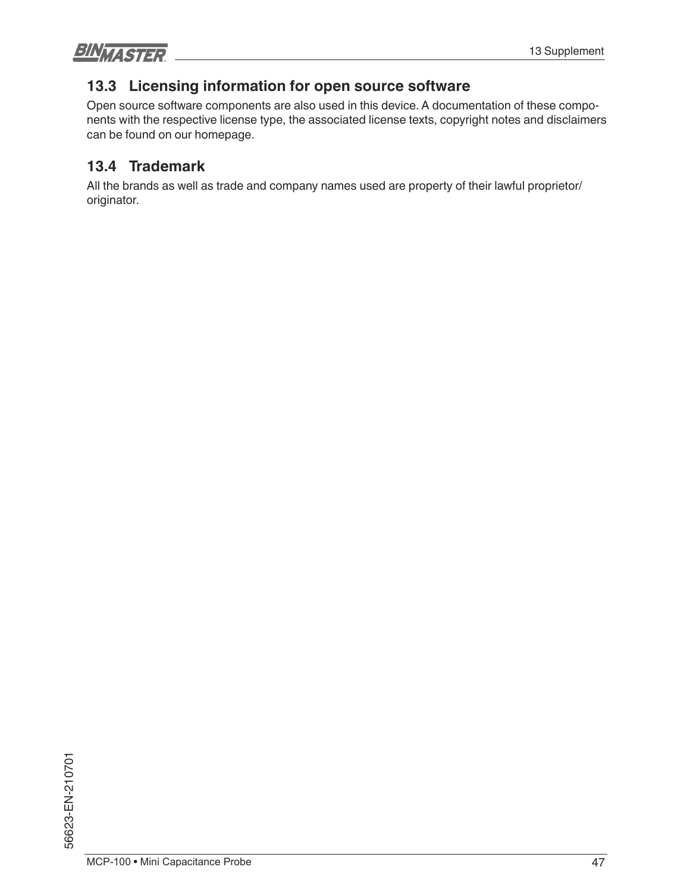## 13.3 Licensing information for open source software

Open source software components are also used in this device. A documentation of these components with the respective license type, the associated license texts, copyright notes and disclaimers can be found on our homepage.

## 13.4 Trademark

All the brands as well as trade and company names used are property of their lawful proprietor/originator.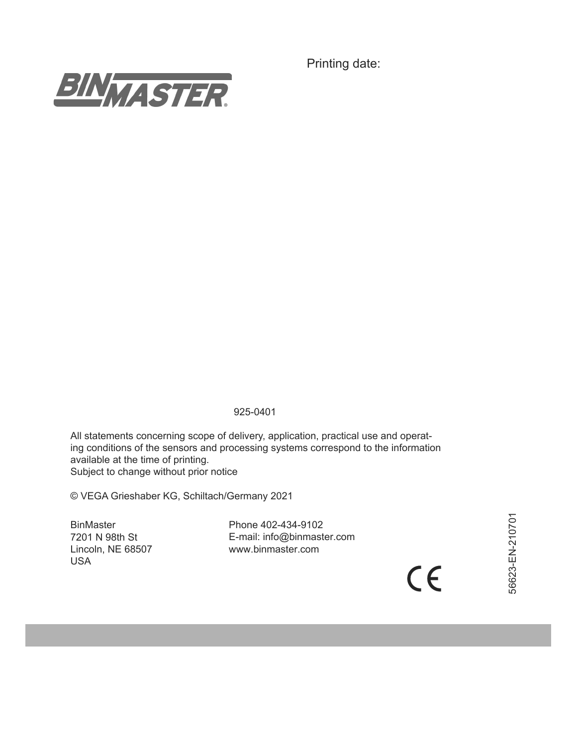BINMASTER

Printing date:

925-0401

All statements concerning scope of delivery, application, practical use and operating conditions of the sensors and processing systems correspond to the information available at the time of printing.
Subject to change without prior notice

© VEGA Grieshaber KG, Schiltach/Germany 2021

BinMaster
7201 N 98th St
Lincoln, NE 68507
USA

Phone 402-434-9102
E-mail: info@binmaster.com
www.binmaster.com

CE

56623-EN-210701